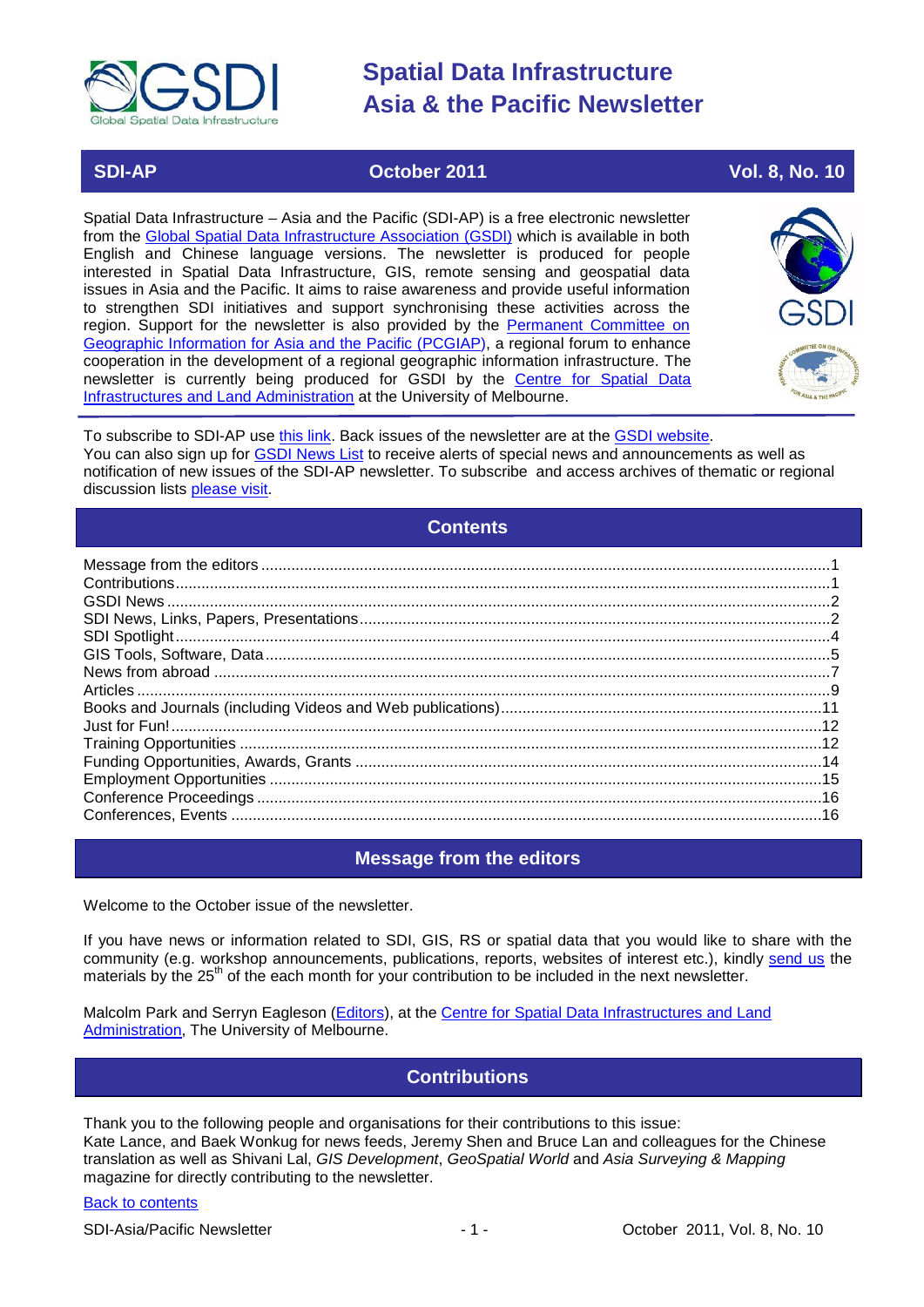# Spatial Data Infrastructure Asia & the Pacific Newsletter

**SDI-AP** | **October 2011** | **Vol. 8, No. 10**

Spatial Data Infrastructure – Asia and the Pacific (SDI-AP) is a free electronic newsletter from the Global Spatial Data Infrastructure Association (GSDI) which is available in both English and Chinese language versions. The newsletter is produced for people interested in Spatial Data Infrastructure, GIS, remote sensing and geospatial data issues in Asia and the Pacific. It aims to raise awareness and provide useful information to strengthen SDI initiatives and support synchronising these activities across the region. Support for the newsletter is also provided by the Permanent Committee on Geographic Information for Asia and the Pacific (PCGIAP), a regional forum to enhance cooperation in the development of a regional geographic information infrastructure. The newsletter is currently being produced for GSDI by the Centre for Spatial Data Infrastructures and Land Administration at the University of Melbourne.

To subscribe to SDI-AP use this link. Back issues of the newsletter are at the GSDI website. You can also sign up for GSDI News List to receive alerts of special news and announcements as well as notification of new issues of the SDI-AP newsletter. To subscribe and access archives of thematic or regional discussion lists please visit.

## Contents

- Message from the editors ....1
- Contributions ....1
- GSDI News ....2
- SDI News, Links, Papers, Presentations ....2
- SDI Spotlight ....4
- GIS Tools, Software, Data ....5
- News from abroad ....7
- Articles ....9
- Books and Journals (including Videos and Web publications) ....11
- Just for Fun! ....12
- Training Opportunities ....12
- Funding Opportunities, Awards, Grants ....14
- Employment Opportunities ....15
- Conference Proceedings ....16
- Conferences, Events ....16

## Message from the editors

Welcome to the October issue of the newsletter.

If you have news or information related to SDI, GIS, RS or spatial data that you would like to share with the community (e.g. workshop announcements, publications, reports, websites of interest etc.), kindly send us the materials by the 25th of the each month for your contribution to be included in the next newsletter.

Malcolm Park and Serryn Eagleson (Editors), at the Centre for Spatial Data Infrastructures and Land Administration, The University of Melbourne.

## Contributions

Thank you to the following people and organisations for their contributions to this issue:
Kate Lance, and Baek Wonkug for news feeds, Jeremy Shen and Bruce Lan and colleagues for the Chinese translation as well as Shivani Lal, *GIS Development*, *GeoSpatial World* and *Asia Surveying & Mapping* magazine for directly contributing to the newsletter.

Back to contents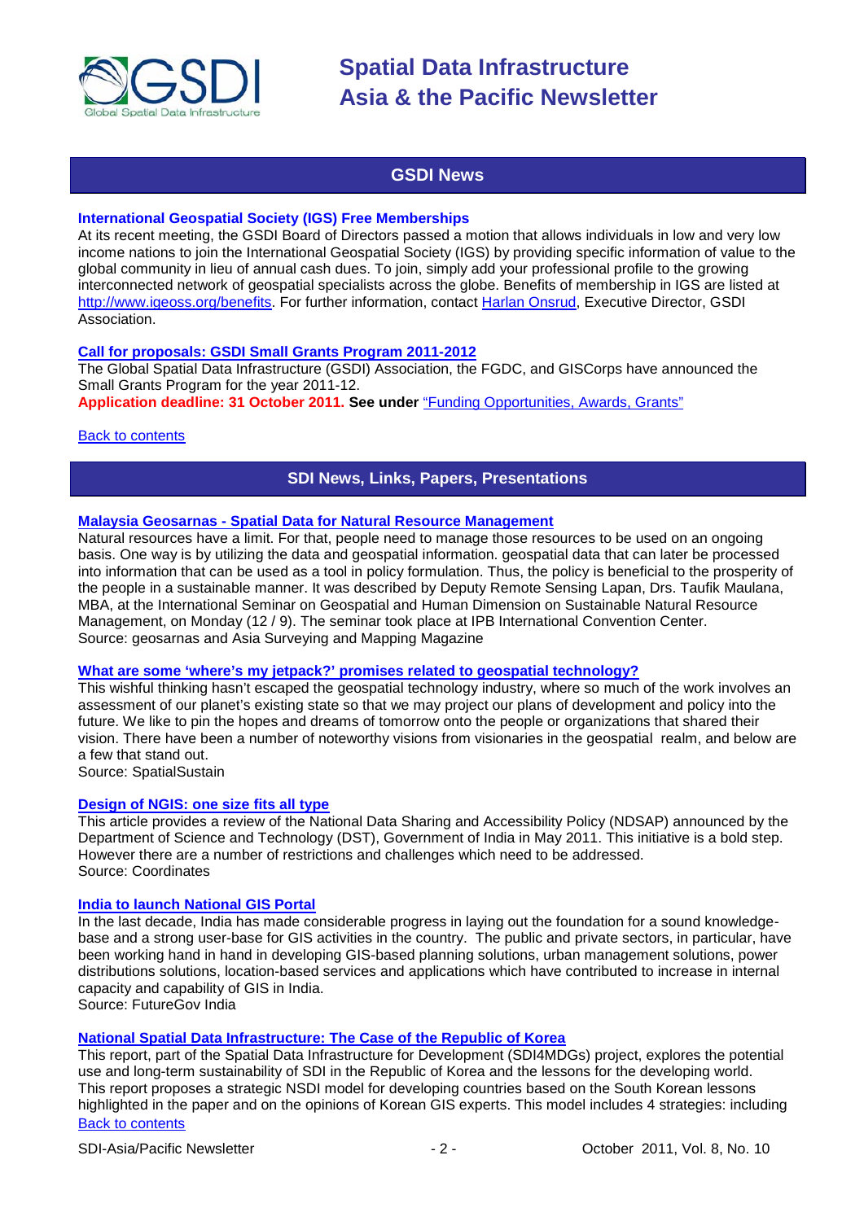## GSDI News

### International Geospatial Society (IGS) Free Memberships

At its recent meeting, the GSDI Board of Directors passed a motion that allows individuals in low and very low income nations to join the International Geospatial Society (IGS) by providing specific information of value to the global community in lieu of annual cash dues. To join, simply add your professional profile to the growing interconnected network of geospatial specialists across the globe. Benefits of membership in IGS are listed at http://www.igeoss.org/benefits. For further information, contact Harlan Onsrud, Executive Director, GSDI Association.

### Call for proposals: GSDI Small Grants Program 2011-2012

The Global Spatial Data Infrastructure (GSDI) Association, the FGDC, and GISCorps have announced the Small Grants Program for the year 2011-12.
**Application deadline: 31 October 2011. See under** "Funding Opportunities, Awards, Grants"

Back to contents

## SDI News, Links, Papers, Presentations

### Malaysia Geosarnas - Spatial Data for Natural Resource Management

Natural resources have a limit. For that, people need to manage those resources to be used on an ongoing basis. One way is by utilizing the data and geospatial information. geospatial data that can later be processed into information that can be used as a tool in policy formulation. Thus, the policy is beneficial to the prosperity of the people in a sustainable manner. It was described by Deputy Remote Sensing Lapan, Drs. Taufik Maulana, MBA, at the International Seminar on Geospatial and Human Dimension on Sustainable Natural Resource Management, on Monday (12 / 9). The seminar took place at IPB International Convention Center.
Source: geosarnas and Asia Surveying and Mapping Magazine

### What are some 'where's my jetpack?' promises related to geospatial technology?

This wishful thinking hasn't escaped the geospatial technology industry, where so much of the work involves an assessment of our planet's existing state so that we may project our plans of development and policy into the future. We like to pin the hopes and dreams of tomorrow onto the people or organizations that shared their vision. There have been a number of noteworthy visions from visionaries in the geospatial realm, and below are a few that stand out.
Source: SpatialSustain

### Design of NGIS: one size fits all type

This article provides a review of the National Data Sharing and Accessibility Policy (NDSAP) announced by the Department of Science and Technology (DST), Government of India in May 2011. This initiative is a bold step. However there are a number of restrictions and challenges which need to be addressed.
Source: Coordinates

### India to launch National GIS Portal

In the last decade, India has made considerable progress in laying out the foundation for a sound knowledge-base and a strong user-base for GIS activities in the country. The public and private sectors, in particular, have been working hand in hand in developing GIS-based planning solutions, urban management solutions, power distributions solutions, location-based services and applications which have contributed to increase in internal capacity and capability of GIS in India.
Source: FutureGov India

### National Spatial Data Infrastructure: The Case of the Republic of Korea

This report, part of the Spatial Data Infrastructure for Development (SDI4MDGs) project, explores the potential use and long-term sustainability of SDI in the Republic of Korea and the lessons for the developing world. This report proposes a strategic NSDI model for developing countries based on the South Korean lessons highlighted in the paper and on the opinions of Korean GIS experts. This model includes 4 strategies: including

Back to contents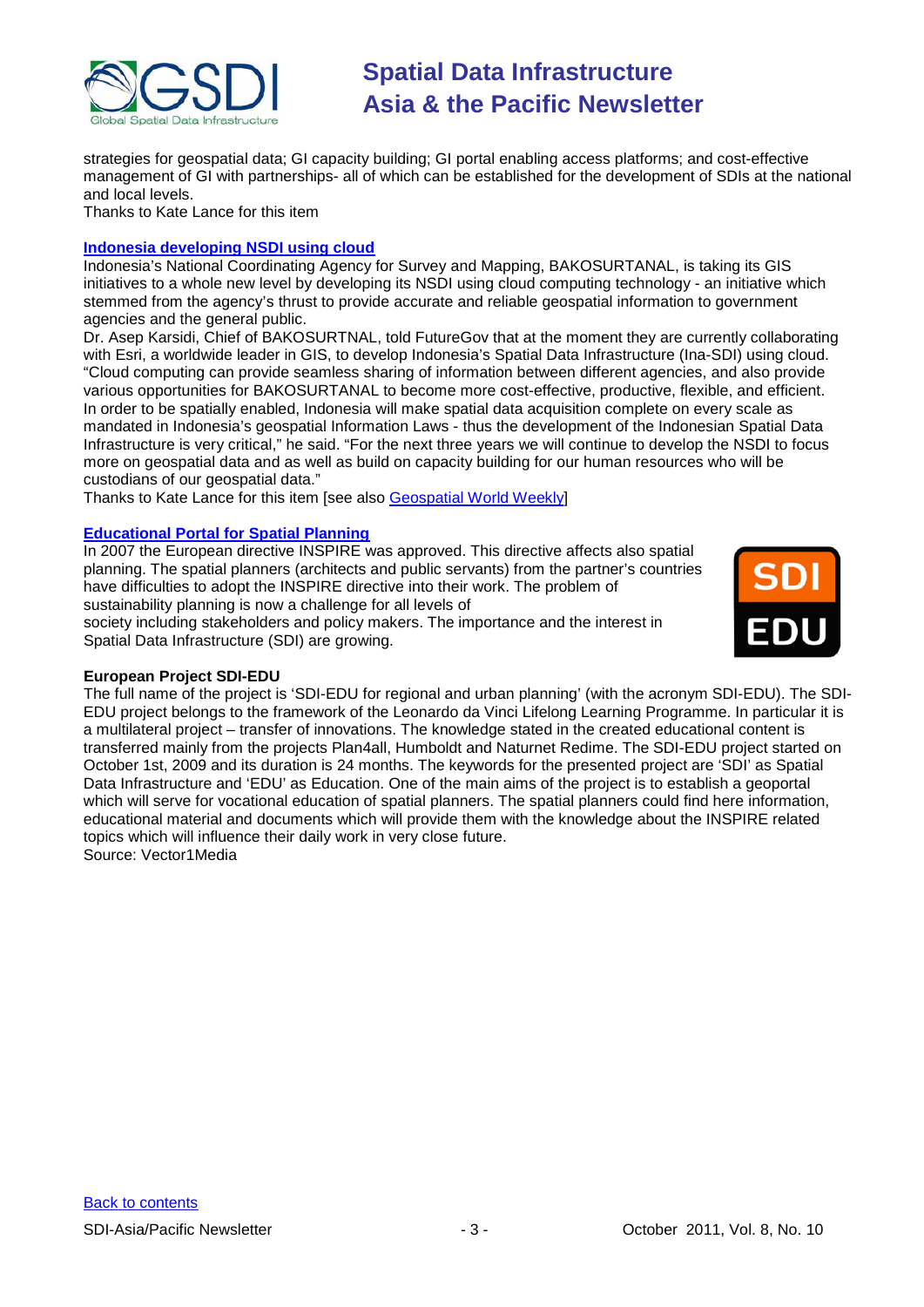strategies for geospatial data; GI capacity building; GI portal enabling access platforms; and cost-effective management of GI with partnerships- all of which can be established for the development of SDIs at the national and local levels.
Thanks to Kate Lance for this item

### Indonesia developing NSDI using cloud

Indonesia's National Coordinating Agency for Survey and Mapping, BAKOSURTANAL, is taking its GIS initiatives to a whole new level by developing its NSDI using cloud computing technology - an initiative which stemmed from the agency's thrust to provide accurate and reliable geospatial information to government agencies and the general public.
Dr. Asep Karsidi, Chief of BAKOSURTNAL, told FutureGov that at the moment they are currently collaborating with Esri, a worldwide leader in GIS, to develop Indonesia's Spatial Data Infrastructure (Ina-SDI) using cloud. "Cloud computing can provide seamless sharing of information between different agencies, and also provide various opportunities for BAKOSURTANAL to become more cost-effective, productive, flexible, and efficient. In order to be spatially enabled, Indonesia will make spatial data acquisition complete on every scale as mandated in Indonesia's geospatial Information Laws - thus the development of the Indonesian Spatial Data Infrastructure is very critical," he said. "For the next three years we will continue to develop the NSDI to focus more on geospatial data and as well as build on capacity building for our human resources who will be custodians of our geospatial data."
Thanks to Kate Lance for this item [see also Geospatial World Weekly]

### Educational Portal for Spatial Planning

In 2007 the European directive INSPIRE was approved. This directive affects also spatial planning. The spatial planners (architects and public servants) from the partner's countries have difficulties to adopt the INSPIRE directive into their work. The problem of sustainability planning is now a challenge for all levels of society including stakeholders and policy makers. The importance and the interest in Spatial Data Infrastructure (SDI) are growing.

**European Project SDI-EDU**

The full name of the project is 'SDI-EDU for regional and urban planning' (with the acronym SDI-EDU). The SDI-EDU project belongs to the framework of the Leonardo da Vinci Lifelong Learning Programme. In particular it is a multilateral project – transfer of innovations. The knowledge stated in the created educational content is transferred mainly from the projects Plan4all, Humboldt and Naturnet Redime. The SDI-EDU project started on October 1st, 2009 and its duration is 24 months. The keywords for the presented project are 'SDI' as Spatial Data Infrastructure and 'EDU' as Education. One of the main aims of the project is to establish a geoportal which will serve for vocational education of spatial planners. The spatial planners could find here information, educational material and documents which will provide them with the knowledge about the INSPIRE related topics which will influence their daily work in very close future.
Source: Vector1Media

Back to contents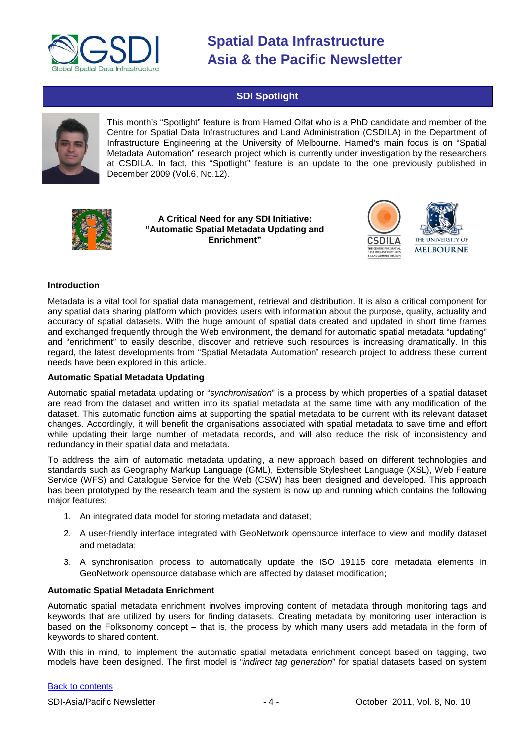## SDI Spotlight

This month's "Spotlight" feature is from Hamed Olfat who is a PhD candidate and member of the Centre for Spatial Data Infrastructures and Land Administration (CSDILA) in the Department of Infrastructure Engineering at the University of Melbourne. Hamed's main focus is on "Spatial Metadata Automation" research project which is currently under investigation by the researchers at CSDILA. In fact, this "Spotlight" feature is an update to the one previously published in December 2009 (Vol.6, No.12).

**A Critical Need for any SDI Initiative: "Automatic Spatial Metadata Updating and Enrichment"**

### Introduction

Metadata is a vital tool for spatial data management, retrieval and distribution. It is also a critical component for any spatial data sharing platform which provides users with information about the purpose, quality, actuality and accuracy of spatial datasets. With the huge amount of spatial data created and updated in short time frames and exchanged frequently through the Web environment, the demand for automatic spatial metadata "updating" and "enrichment" to easily describe, discover and retrieve such resources is increasing dramatically. In this regard, the latest developments from "Spatial Metadata Automation" research project to address these current needs have been explored in this article.

### Automatic Spatial Metadata Updating

Automatic spatial metadata updating or "*synchronisation*" is a process by which properties of a spatial dataset are read from the dataset and written into its spatial metadata at the same time with any modification of the dataset. This automatic function aims at supporting the spatial metadata to be current with its relevant dataset changes. Accordingly, it will benefit the organisations associated with spatial metadata to save time and effort while updating their large number of metadata records, and will also reduce the risk of inconsistency and redundancy in their spatial data and metadata.

To address the aim of automatic metadata updating, a new approach based on different technologies and standards such as Geography Markup Language (GML), Extensible Stylesheet Language (XSL), Web Feature Service (WFS) and Catalogue Service for the Web (CSW) has been designed and developed. This approach has been prototyped by the research team and the system is now up and running which contains the following major features:

1. An integrated data model for storing metadata and dataset;
2. A user-friendly interface integrated with GeoNetwork opensource interface to view and modify dataset and metadata;
3. A synchronisation process to automatically update the ISO 19115 core metadata elements in GeoNetwork opensource database which are affected by dataset modification;

### Automatic Spatial Metadata Enrichment

Automatic spatial metadata enrichment involves improving content of metadata through monitoring tags and keywords that are utilized by users for finding datasets. Creating metadata by monitoring user interaction is based on the Folksonomy concept – that is, the process by which many users add metadata in the form of keywords to shared content.

With this in mind, to implement the automatic spatial metadata enrichment concept based on tagging, two models have been designed. The first model is "*indirect tag generation*" for spatial datasets based on system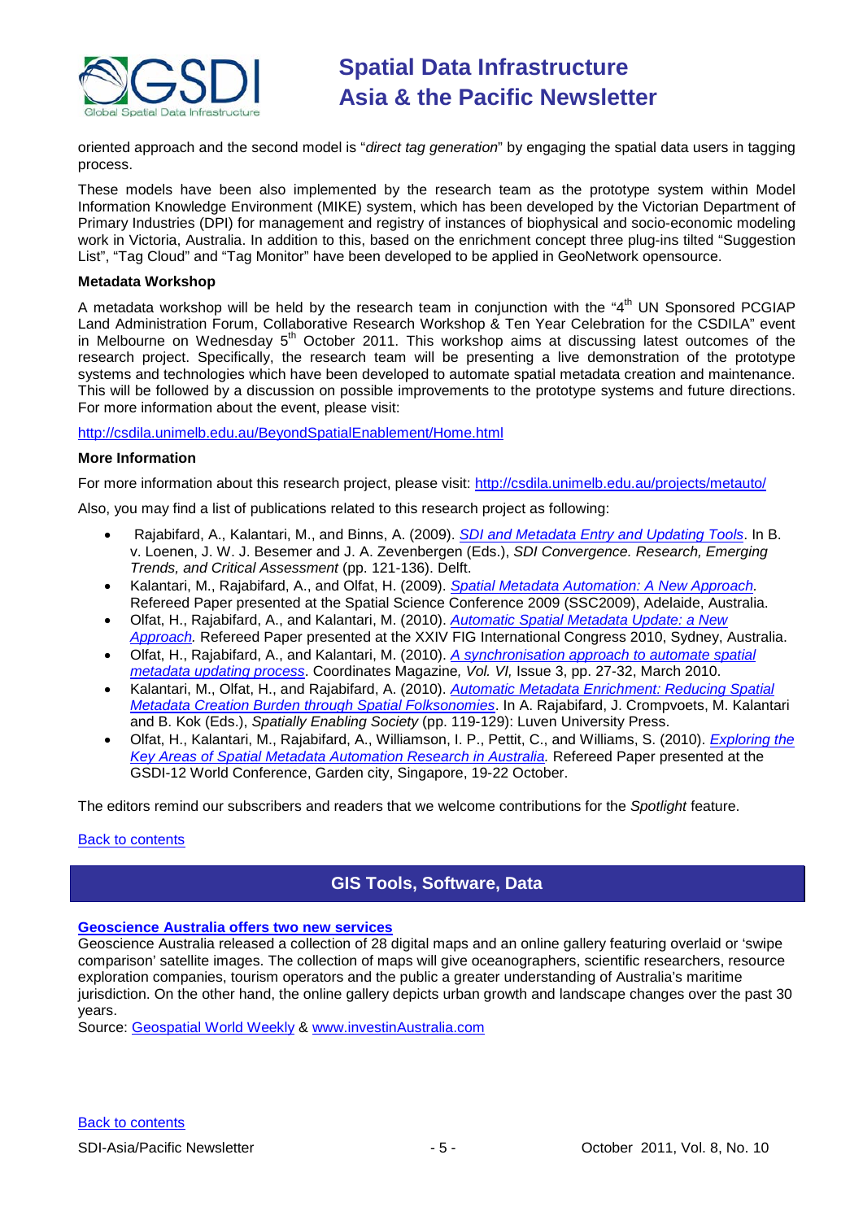oriented approach and the second model is "*direct tag generation*" by engaging the spatial data users in tagging process.

These models have been also implemented by the research team as the prototype system within Model Information Knowledge Environment (MIKE) system, which has been developed by the Victorian Department of Primary Industries (DPI) for management and registry of instances of biophysical and socio-economic modeling work in Victoria, Australia. In addition to this, based on the enrichment concept three plug-ins tilted "Suggestion List", "Tag Cloud" and "Tag Monitor" have been developed to be applied in GeoNetwork opensource.

**Metadata Workshop**

A metadata workshop will be held by the research team in conjunction with the "4th UN Sponsored PCGIAP Land Administration Forum, Collaborative Research Workshop & Ten Year Celebration for the CSDILA" event in Melbourne on Wednesday 5th October 2011. This workshop aims at discussing latest outcomes of the research project. Specifically, the research team will be presenting a live demonstration of the prototype systems and technologies which have been developed to automate spatial metadata creation and maintenance. This will be followed by a discussion on possible improvements to the prototype systems and future directions. For more information about the event, please visit:

http://csdila.unimelb.edu.au/BeyondSpatialEnablement/Home.html

**More Information**

For more information about this research project, please visit: http://csdila.unimelb.edu.au/projects/metauto/

Also, you may find a list of publications related to this research project as following:

- Rajabifard, A., Kalantari, M., and Binns, A. (2009). *SDI and Metadata Entry and Updating Tools*. In B. v. Loenen, J. W. J. Besemer and J. A. Zevenbergen (Eds.), *SDI Convergence. Research, Emerging Trends, and Critical Assessment* (pp. 121-136). Delft.
- Kalantari, M., Rajabifard, A., and Olfat, H. (2009). *Spatial Metadata Automation: A New Approach.* Refereed Paper presented at the Spatial Science Conference 2009 (SSC2009), Adelaide, Australia.
- Olfat, H., Rajabifard, A., and Kalantari, M. (2010). *Automatic Spatial Metadata Update: a New Approach.* Refereed Paper presented at the XXIV FIG International Congress 2010, Sydney, Australia.
- Olfat, H., Rajabifard, A., and Kalantari, M. (2010). *A synchronisation approach to automate spatial metadata updating process*. Coordinates Magazine*, Vol. VI,* Issue 3, pp. 27-32, March 2010.
- Kalantari, M., Olfat, H., and Rajabifard, A. (2010). *Automatic Metadata Enrichment: Reducing Spatial Metadata Creation Burden through Spatial Folksonomies*. In A. Rajabifard, J. Crompvoets, M. Kalantari and B. Kok (Eds.), *Spatially Enabling Society* (pp. 119-129): Luven University Press.
- Olfat, H., Kalantari, M., Rajabifard, A., Williamson, I. P., Pettit, C., and Williams, S. (2010). *Exploring the Key Areas of Spatial Metadata Automation Research in Australia.* Refereed Paper presented at the GSDI-12 World Conference, Garden city, Singapore, 19-22 October.

The editors remind our subscribers and readers that we welcome contributions for the *Spotlight* feature.

Back to contents

## GIS Tools, Software, Data

**Geoscience Australia offers two new services**

Geoscience Australia released a collection of 28 digital maps and an online gallery featuring overlaid or 'swipe comparison' satellite images. The collection of maps will give oceanographers, scientific researchers, resource exploration companies, tourism operators and the public a greater understanding of Australia's maritime jurisdiction. On the other hand, the online gallery depicts urban growth and landscape changes over the past 30 years.

Source: Geospatial World Weekly & www.investinAustralia.com

Back to contents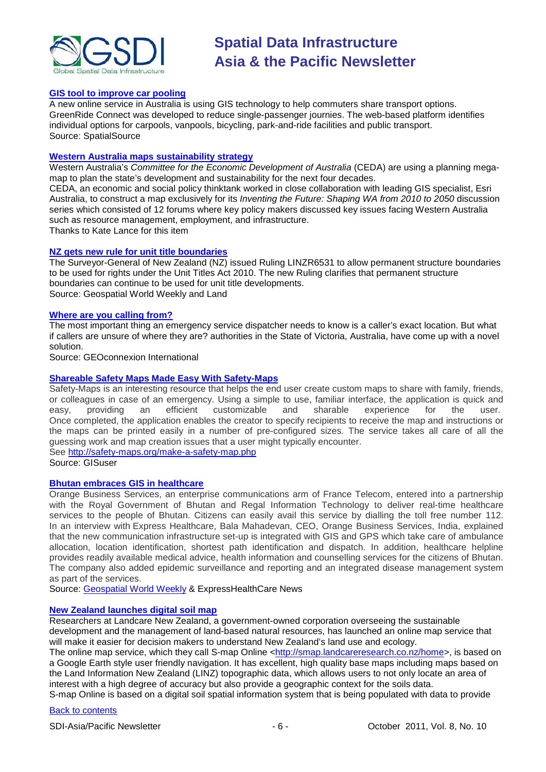### GIS tool to improve car pooling

A new online service in Australia is using GIS technology to help commuters share transport options. GreenRide Connect was developed to reduce single-passenger journies. The web-based platform identifies individual options for carpools, vanpools, bicycling, park-and-ride facilities and public transport.
Source: SpatialSource

### Western Australia maps sustainability strategy

Western Australia's *Committee for the Economic Development of Australia* (CEDA) are using a planning mega-map to plan the state's development and sustainability for the next four decades.
CEDA, an economic and social policy thinktank worked in close collaboration with leading GIS specialist, Esri Australia, to construct a map exclusively for its *Inventing the Future: Shaping WA from 2010 to 2050* discussion series which consisted of 12 forums where key policy makers discussed key issues facing Western Australia such as resource management, employment, and infrastructure.
Thanks to Kate Lance for this item

### NZ gets new rule for unit title boundaries

The Surveyor-General of New Zealand (NZ) issued Ruling LINZR6531 to allow permanent structure boundaries to be used for rights under the Unit Titles Act 2010. The new Ruling clarifies that permanent structure boundaries can continue to be used for unit title developments.
Source: Geospatial World Weekly and Land

### Where are you calling from?

The most important thing an emergency service dispatcher needs to know is a caller's exact location. But what if callers are unsure of where they are? authorities in the State of Victoria, Australia, have come up with a novel solution.
Source: GEOconnexion International

### Shareable Safety Maps Made Easy With Safety-Maps

Safety-Maps is an interesting resource that helps the end user create custom maps to share with family, friends, or colleagues in case of an emergency. Using a simple to use, familiar interface, the application is quick and easy, providing an efficient customizable and sharable experience for the user.
Once completed, the application enables the creator to specify recipients to receive the map and instructions or the maps can be printed easily in a number of pre-configured sizes. The service takes all care of all the guessing work and map creation issues that a user might typically encounter.
See http://safety-maps.org/make-a-safety-map.php
Source: GISuser

### Bhutan embraces GIS in healthcare

Orange Business Services, an enterprise communications arm of France Telecom, entered into a partnership with the Royal Government of Bhutan and Regal Information Technology to deliver real-time healthcare services to the people of Bhutan. Citizens can easily avail this service by dialling the toll free number 112. In an interview with Express Healthcare, Bala Mahadevan, CEO, Orange Business Services, India, explained that the new communication infrastructure set-up is integrated with GIS and GPS which take care of ambulance allocation, location identification, shortest path identification and dispatch. In addition, healthcare helpline provides readily available medical advice, health information and counselling services for the citizens of Bhutan. The company also added epidemic surveillance and reporting and an integrated disease management system as part of the services.
Source: Geospatial World Weekly & ExpressHealthCare News

### New Zealand launches digital soil map

Researchers at Landcare New Zealand, a government-owned corporation overseeing the sustainable development and the management of land-based natural resources, has launched an online map service that will make it easier for decision makers to understand New Zealand's land use and ecology.
The online map service, which they call S-map Online <http://smap.landcareresearch.co.nz/home>, is based on a Google Earth style user friendly navigation. It has excellent, high quality base maps including maps based on the Land Information New Zealand (LINZ) topographic data, which allows users to not only locate an area of interest with a high degree of accuracy but also provide a geographic context for the soils data.
S-map Online is based on a digital soil spatial information system that is being populated with data to provide

Back to contents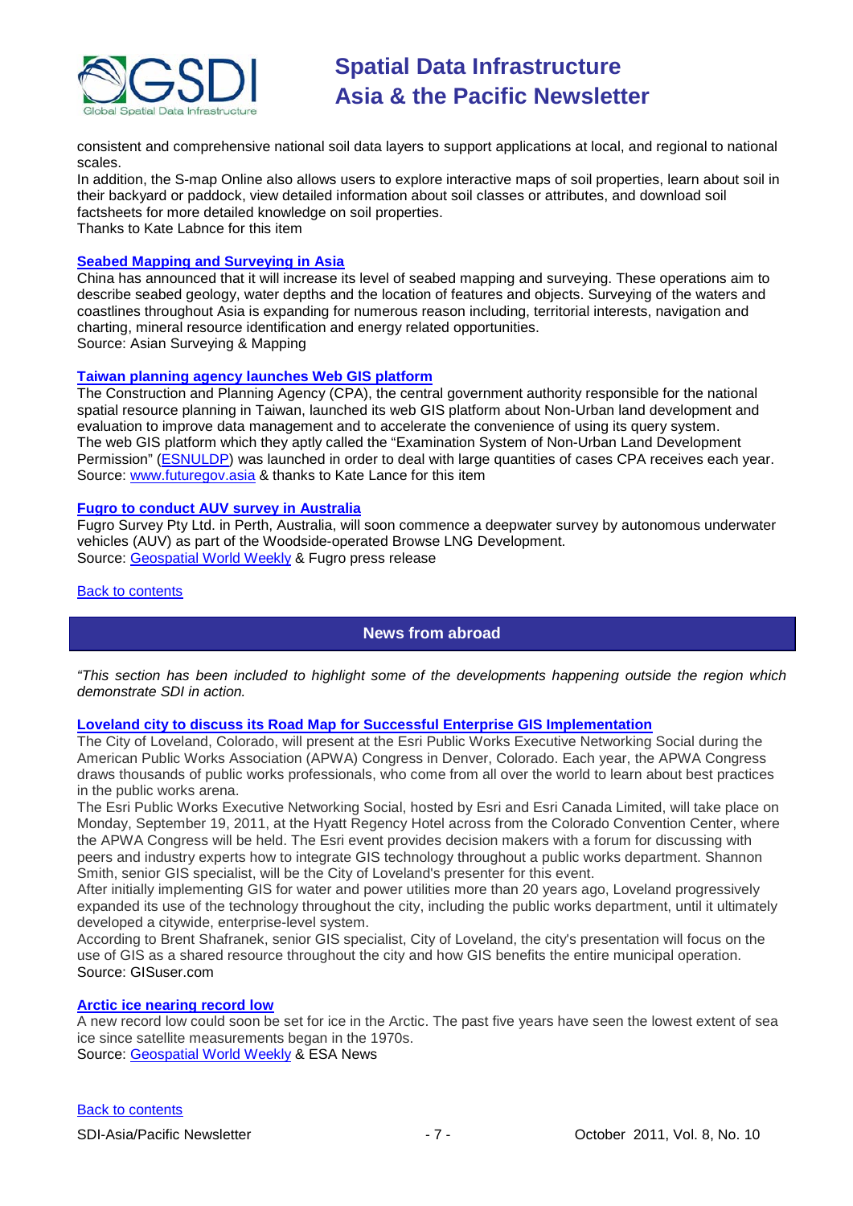consistent and comprehensive national soil data layers to support applications at local, and regional to national scales.
In addition, the S-map Online also allows users to explore interactive maps of soil properties, learn about soil in their backyard or paddock, view detailed information about soil classes or attributes, and download soil factsheets for more detailed knowledge on soil properties.
Thanks to Kate Labnce for this item

**Seabed Mapping and Surveying in Asia**
China has announced that it will increase its level of seabed mapping and surveying. These operations aim to describe seabed geology, water depths and the location of features and objects. Surveying of the waters and coastlines throughout Asia is expanding for numerous reason including, territorial interests, navigation and charting, mineral resource identification and energy related opportunities.
Source: Asian Surveying & Mapping

**Taiwan planning agency launches Web GIS platform**
The Construction and Planning Agency (CPA), the central government authority responsible for the national spatial resource planning in Taiwan, launched its web GIS platform about Non-Urban land development and evaluation to improve data management and to accelerate the convenience of using its query system.
The web GIS platform which they aptly called the "Examination System of Non-Urban Land Development Permission" (ESNULDP) was launched in order to deal with large quantities of cases CPA receives each year.
Source: www.futuregov.asia & thanks to Kate Lance for this item

**Fugro to conduct AUV survey in Australia**
Fugro Survey Pty Ltd. in Perth, Australia, will soon commence a deepwater survey by autonomous underwater vehicles (AUV) as part of the Woodside-operated Browse LNG Development.
Source: Geospatial World Weekly & Fugro press release

Back to contents

## News from abroad

*"This section has been included to highlight some of the developments happening outside the region which demonstrate SDI in action.*

**Loveland city to discuss its Road Map for Successful Enterprise GIS Implementation**
The City of Loveland, Colorado, will present at the Esri Public Works Executive Networking Social during the American Public Works Association (APWA) Congress in Denver, Colorado. Each year, the APWA Congress draws thousands of public works professionals, who come from all over the world to learn about best practices in the public works arena.
The Esri Public Works Executive Networking Social, hosted by Esri and Esri Canada Limited, will take place on Monday, September 19, 2011, at the Hyatt Regency Hotel across from the Colorado Convention Center, where the APWA Congress will be held. The Esri event provides decision makers with a forum for discussing with peers and industry experts how to integrate GIS technology throughout a public works department. Shannon Smith, senior GIS specialist, will be the City of Loveland's presenter for this event.
After initially implementing GIS for water and power utilities more than 20 years ago, Loveland progressively expanded its use of the technology throughout the city, including the public works department, until it ultimately developed a citywide, enterprise-level system.
According to Brent Shafranek, senior GIS specialist, City of Loveland, the city's presentation will focus on the use of GIS as a shared resource throughout the city and how GIS benefits the entire municipal operation.
Source: GISuser.com

**Arctic ice nearing record low**
A new record low could soon be set for ice in the Arctic. The past five years have seen the lowest extent of sea ice since satellite measurements began in the 1970s.
Source: Geospatial World Weekly & ESA News

Back to contents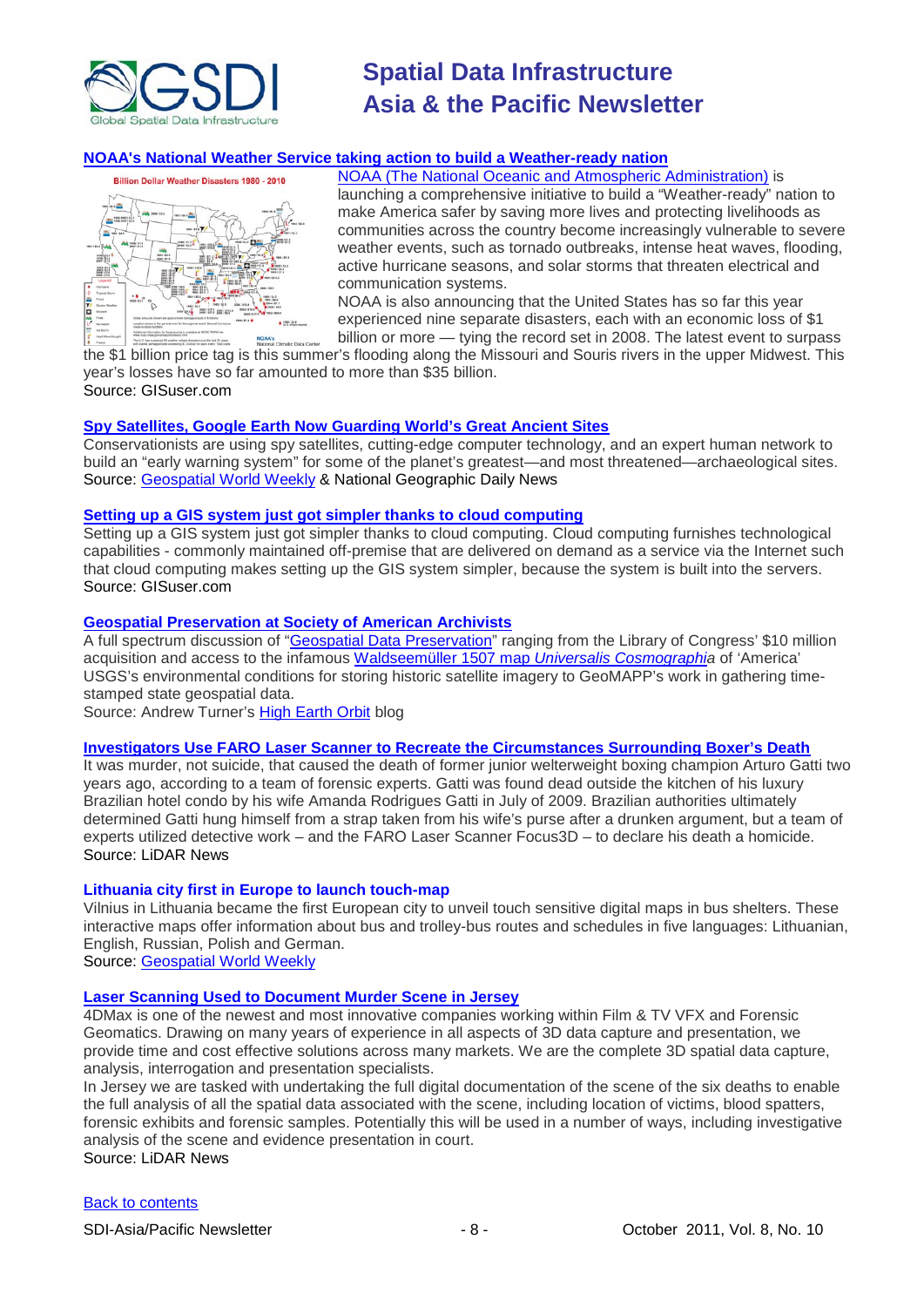### NOAA's National Weather Service taking action to build a Weather-ready nation

NOAA (The National Oceanic and Atmospheric Administration) is launching a comprehensive initiative to build a "Weather-ready" nation to make America safer by saving more lives and protecting livelihoods as communities across the country become increasingly vulnerable to severe weather events, such as tornado outbreaks, intense heat waves, flooding, active hurricane seasons, and solar storms that threaten electrical and communication systems.

NOAA is also announcing that the United States has so far this year experienced nine separate disasters, each with an economic loss of $1 billion or more — tying the record set in 2008. The latest event to surpass the $1 billion price tag is this summer's flooding along the Missouri and Souris rivers in the upper Midwest. This year's losses have so far amounted to more than $35 billion.

Source: GISuser.com

### Spy Satellites, Google Earth Now Guarding World's Great Ancient Sites

Conservationists are using spy satellites, cutting-edge computer technology, and an expert human network to build an "early warning system" for some of the planet's greatest—and most threatened—archaeological sites.

Source: Geospatial World Weekly & National Geographic Daily News

### Setting up a GIS system just got simpler thanks to cloud computing

Setting up a GIS system just got simpler thanks to cloud computing. Cloud computing furnishes technological capabilities - commonly maintained off-premise that are delivered on demand as a service via the Internet such that cloud computing makes setting up the GIS system simpler, because the system is built into the servers.

Source: GISuser.com

### Geospatial Preservation at Society of American Archivists

A full spectrum discussion of "Geospatial Data Preservation" ranging from the Library of Congress' $10 million acquisition and access to the infamous Waldseemüller 1507 map *Universalis Cosmographia* of 'America' USGS's environmental conditions for storing historic satellite imagery to GeoMAPP's work in gathering time-stamped state geospatial data.

Source: Andrew Turner's High Earth Orbit blog

### Investigators Use FARO Laser Scanner to Recreate the Circumstances Surrounding Boxer's Death

It was murder, not suicide, that caused the death of former junior welterweight boxing champion Arturo Gatti two years ago, according to a team of forensic experts. Gatti was found dead outside the kitchen of his luxury Brazilian hotel condo by his wife Amanda Rodrigues Gatti in July of 2009. Brazilian authorities ultimately determined Gatti hung himself from a strap taken from his wife's purse after a drunken argument, but a team of experts utilized detective work – and the FARO Laser Scanner Focus3D – to declare his death a homicide.

Source: LiDAR News

### Lithuania city first in Europe to launch touch-map

Vilnius in Lithuania became the first European city to unveil touch sensitive digital maps in bus shelters. These interactive maps offer information about bus and trolley-bus routes and schedules in five languages: Lithuanian, English, Russian, Polish and German.

Source: Geospatial World Weekly

### Laser Scanning Used to Document Murder Scene in Jersey

4DMax is one of the newest and most innovative companies working within Film & TV VFX and Forensic Geomatics. Drawing on many years of experience in all aspects of 3D data capture and presentation, we provide time and cost effective solutions across many markets. We are the complete 3D spatial data capture, analysis, interrogation and presentation specialists.

In Jersey we are tasked with undertaking the full digital documentation of the scene of the six deaths to enable the full analysis of all the spatial data associated with the scene, including location of victims, blood spatters, forensic exhibits and forensic samples. Potentially this will be used in a number of ways, including investigative analysis of the scene and evidence presentation in court.

Source: LiDAR News

Back to contents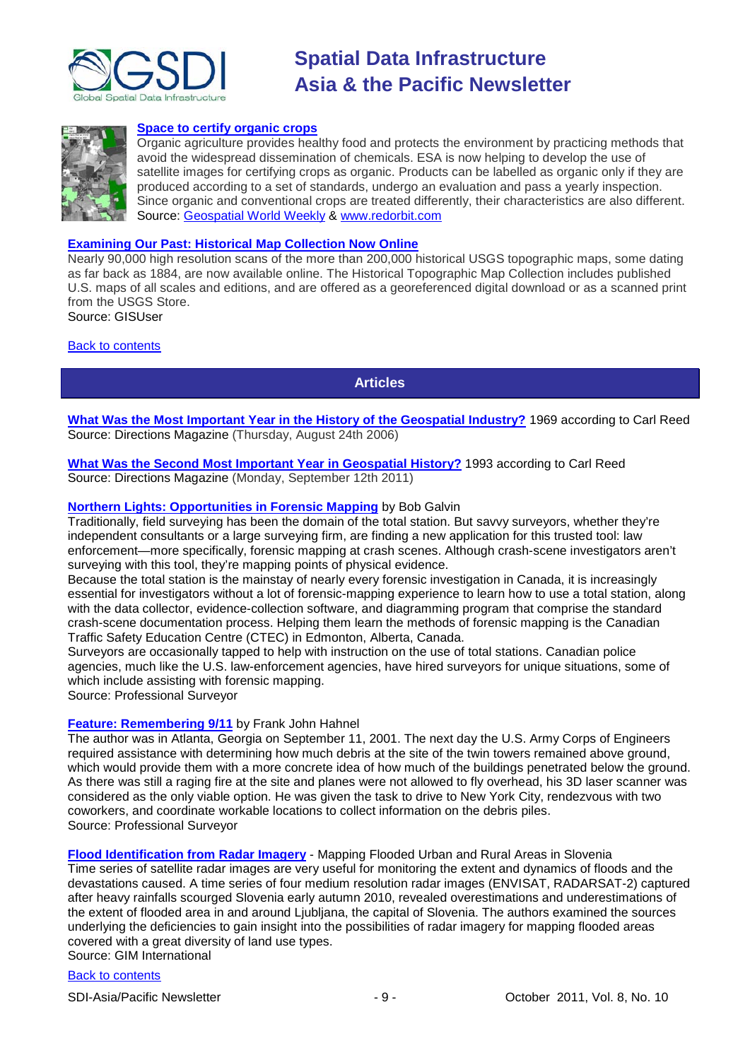**[Space to certify organic crops]**

Organic agriculture provides healthy food and protects the environment by practicing methods that avoid the widespread dissemination of chemicals. ESA is now helping to develop the use of satellite images for certifying crops as organic. Products can be labelled as organic only if they are produced according to a set of standards, undergo an evaluation and pass a yearly inspection. Since organic and conventional crops are treated differently, their characteristics are also different.
Source: Geospatial World Weekly & www.redorbit.com

**Examining Our Past: Historical Map Collection Now Online**

Nearly 90,000 high resolution scans of the more than 200,000 historical USGS topographic maps, some dating as far back as 1884, are now available online. The Historical Topographic Map Collection includes published U.S. maps of all scales and editions, and are offered as a georeferenced digital download or as a scanned print from the USGS Store.
Source: GISUser

Back to contents

## Articles

**What Was the Most Important Year in the History of the Geospatial Industry?** 1969 according to Carl Reed
Source: Directions Magazine (Thursday, August 24th 2006)

**What Was the Second Most Important Year in Geospatial History?** 1993 according to Carl Reed
Source: Directions Magazine (Monday, September 12th 2011)

**Northern Lights: Opportunities in Forensic Mapping** by Bob Galvin

Traditionally, field surveying has been the domain of the total station. But savvy surveyors, whether they're independent consultants or a large surveying firm, are finding a new application for this trusted tool: law enforcement—more specifically, forensic mapping at crash scenes. Although crash-scene investigators aren't surveying with this tool, they're mapping points of physical evidence.
Because the total station is the mainstay of nearly every forensic investigation in Canada, it is increasingly essential for investigators without a lot of forensic-mapping experience to learn how to use a total station, along with the data collector, evidence-collection software, and diagramming program that comprise the standard crash-scene documentation process. Helping them learn the methods of forensic mapping is the Canadian Traffic Safety Education Centre (CTEC) in Edmonton, Alberta, Canada.
Surveyors are occasionally tapped to help with instruction on the use of total stations. Canadian police agencies, much like the U.S. law-enforcement agencies, have hired surveyors for unique situations, some of which include assisting with forensic mapping.
Source: Professional Surveyor

**Feature: Remembering 9/11** by Frank John Hahnel

The author was in Atlanta, Georgia on September 11, 2001. The next day the U.S. Army Corps of Engineers required assistance with determining how much debris at the site of the twin towers remained above ground, which would provide them with a more concrete idea of how much of the buildings penetrated below the ground. As there was still a raging fire at the site and planes were not allowed to fly overhead, his 3D laser scanner was considered as the only viable option. He was given the task to drive to New York City, rendezvous with two coworkers, and coordinate workable locations to collect information on the debris piles.
Source: Professional Surveyor

**Flood Identification from Radar Imagery** - Mapping Flooded Urban and Rural Areas in Slovenia

Time series of satellite radar images are very useful for monitoring the extent and dynamics of floods and the devastations caused. A time series of four medium resolution radar images (ENVISAT, RADARSAT-2) captured after heavy rainfalls scourged Slovenia early autumn 2010, revealed overestimations and underestimations of the extent of flooded area in and around Ljubljana, the capital of Slovenia. The authors examined the sources underlying the deficiencies to gain insight into the possibilities of radar imagery for mapping flooded areas covered with a great diversity of land use types.
Source: GIM International

Back to contents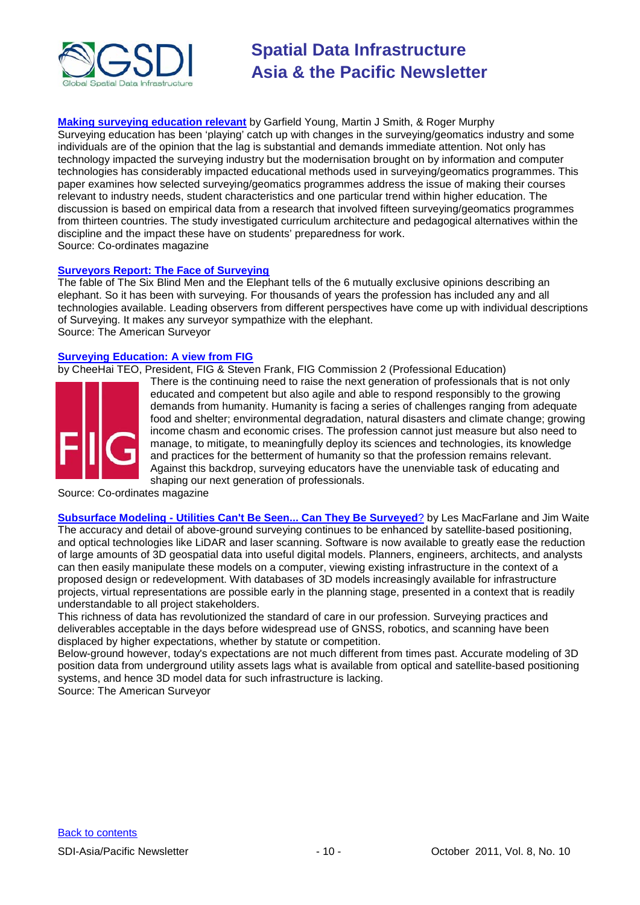**Making surveying education relevant** by Garfield Young, Martin J Smith, & Roger Murphy
Surveying education has been 'playing' catch up with changes in the surveying/geomatics industry and some individuals are of the opinion that the lag is substantial and demands immediate attention. Not only has technology impacted the surveying industry but the modernisation brought on by information and computer technologies has considerably impacted educational methods used in surveying/geomatics programmes. This paper examines how selected surveying/geomatics programmes address the issue of making their courses relevant to industry needs, student characteristics and one particular trend within higher education. The discussion is based on empirical data from a research that involved fifteen surveying/geomatics programmes from thirteen countries. The study investigated curriculum architecture and pedagogical alternatives within the discipline and the impact these have on students' preparedness for work.
Source: Co-ordinates magazine

**Surveyors Report: The Face of Surveying**
The fable of The Six Blind Men and the Elephant tells of the 6 mutually exclusive opinions describing an elephant. So it has been with surveying. For thousands of years the profession has included any and all technologies available. Leading observers from different perspectives have come up with individual descriptions of Surveying. It makes any surveyor sympathize with the elephant.
Source: The American Surveyor

**Surveying Education: A view from FIG**
by CheeHai TEO, President, FIG & Steven Frank, FIG Commission 2 (Professional Education)
There is the continuing need to raise the next generation of professionals that is not only educated and competent but also agile and able to respond responsibly to the growing demands from humanity. Humanity is facing a series of challenges ranging from adequate food and shelter; environmental degradation, natural disasters and climate change; growing income chasm and economic crises. The profession cannot just measure but also need to manage, to mitigate, to meaningfully deploy its sciences and technologies, its knowledge and practices for the betterment of humanity so that the profession remains relevant. Against this backdrop, surveying educators have the unenviable task of educating and shaping our next generation of professionals.
Source: Co-ordinates magazine

**Subsurface Modeling - Utilities Can't Be Seen... Can They Be Surveyed**? by Les MacFarlane and Jim Waite
The accuracy and detail of above-ground surveying continues to be enhanced by satellite-based positioning, and optical technologies like LiDAR and laser scanning. Software is now available to greatly ease the reduction of large amounts of 3D geospatial data into useful digital models. Planners, engineers, architects, and analysts can then easily manipulate these models on a computer, viewing existing infrastructure in the context of a proposed design or redevelopment. With databases of 3D models increasingly available for infrastructure projects, virtual representations are possible early in the planning stage, presented in a context that is readily understandable to all project stakeholders.
This richness of data has revolutionized the standard of care in our profession. Surveying practices and deliverables acceptable in the days before widespread use of GNSS, robotics, and scanning have been displaced by higher expectations, whether by statute or competition.
Below-ground however, today's expectations are not much different from times past. Accurate modeling of 3D position data from underground utility assets lags what is available from optical and satellite-based positioning systems, and hence 3D model data for such infrastructure is lacking.
Source: The American Surveyor

Back to contents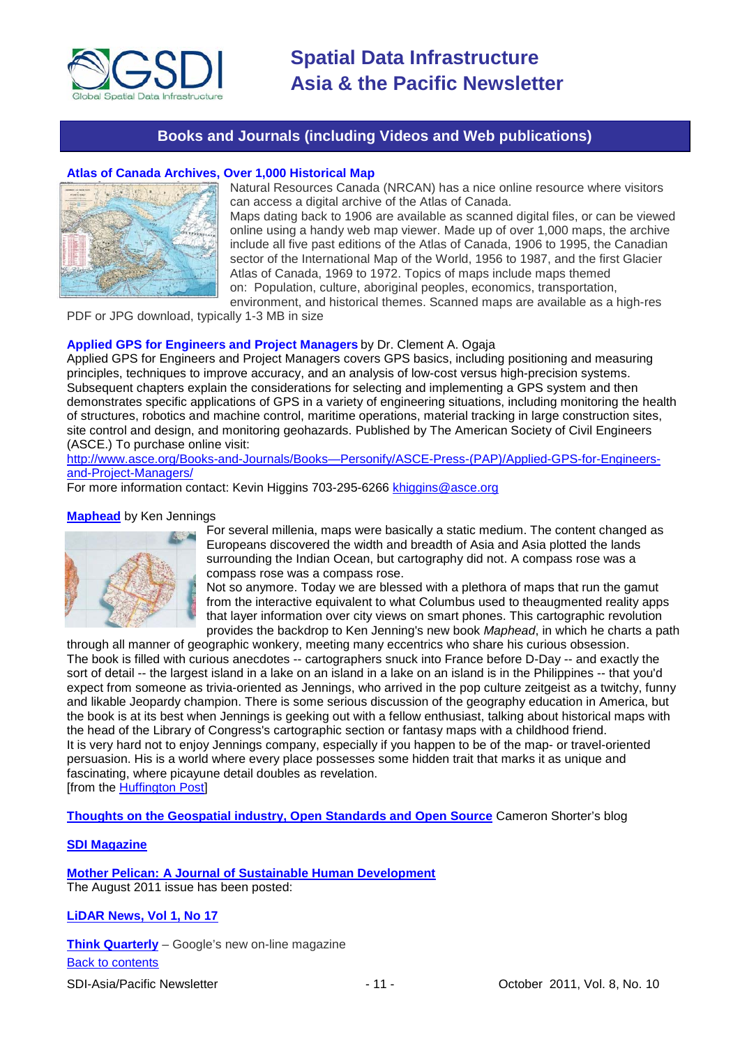## Books and Journals (including Videos and Web publications)

### Atlas of Canada Archives, Over 1,000 Historical Map

Natural Resources Canada (NRCAN) has a nice online resource where visitors can access a digital archive of the Atlas of Canada.

Maps dating back to 1906 are available as scanned digital files, or can be viewed online using a handy web map viewer. Made up of over 1,000 maps, the archive include all five past editions of the Atlas of Canada, 1906 to 1995, the Canadian sector of the International Map of the World, 1956 to 1987, and the first Glacier Atlas of Canada, 1969 to 1972. Topics of maps include maps themed on: Population, culture, aboriginal peoples, economics, transportation, environment, and historical themes. Scanned maps are available as a high-res PDF or JPG download, typically 1-3 MB in size

**Applied GPS for Engineers and Project Managers** by Dr. Clement A. Ogaja

Applied GPS for Engineers and Project Managers covers GPS basics, including positioning and measuring principles, techniques to improve accuracy, and an analysis of low-cost versus high-precision systems. Subsequent chapters explain the considerations for selecting and implementing a GPS system and then demonstrates specific applications of GPS in a variety of engineering situations, including monitoring the health of structures, robotics and machine control, maritime operations, material tracking in large construction sites, site control and design, and monitoring geohazards. Published by The American Society of Civil Engineers (ASCE.) To purchase online visit:
http://www.asce.org/Books-and-Journals/Books—Personify/ASCE-Press-(PAP)/Applied-GPS-for-Engineers-and-Project-Managers/

For more information contact: Kevin Higgins 703-295-6266 khiggins@asce.org

**Maphead** by Ken Jennings

For several millenia, maps were basically a static medium. The content changed as Europeans discovered the width and breadth of Asia and Asia plotted the lands surrounding the Indian Ocean, but cartography did not. A compass rose was a compass rose was a compass rose.

Not so anymore. Today we are blessed with a plethora of maps that run the gamut from the interactive equivalent to what Columbus used to theaugmented reality apps that layer information over city views on smart phones. This cartographic revolution provides the backdrop to Ken Jenning's new book *Maphead*, in which he charts a path through all manner of geographic wonkery, meeting many eccentrics who share his curious obsession.

The book is filled with curious anecdotes -- cartographers snuck into France before D-Day -- and exactly the sort of detail -- the largest island in a lake on an island in a lake on an island is in the Philippines -- that you'd expect from someone as trivia-oriented as Jennings, who arrived in the pop culture zeitgeist as a twitchy, funny and likable Jeopardy champion. There is some serious discussion of the geography education in America, but the book is at its best when Jennings is geeking out with a fellow enthusiast, talking about historical maps with the head of the Library of Congress's cartographic section or fantasy maps with a childhood friend.

It is very hard not to enjoy Jennings company, especially if you happen to be of the map- or travel-oriented persuasion. His is a world where every place possesses some hidden trait that marks it as unique and fascinating, where picayune detail doubles as revelation.

[from the Huffington Post]

**Thoughts on the Geospatial industry, Open Standards and Open Source** Cameron Shorter's blog

**SDI Magazine**

**Mother Pelican: A Journal of Sustainable Human Development**
The August 2011 issue has been posted:

**LiDAR News, Vol 1, No 17**

**Think Quarterly** – Google's new on-line magazine

Back to contents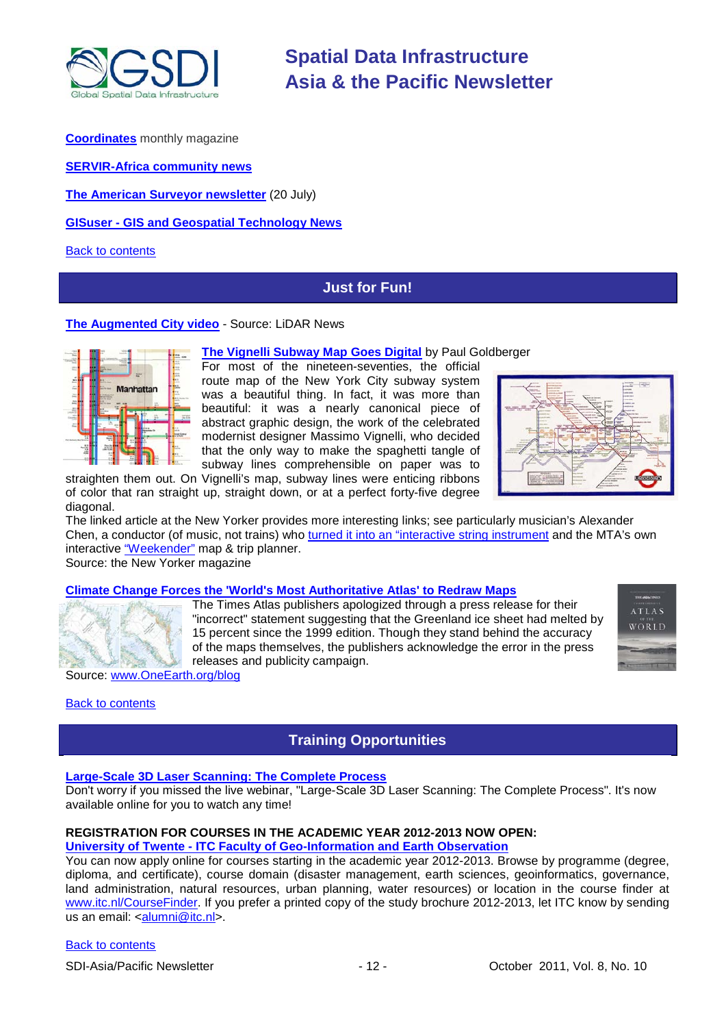**Coordinates** monthly magazine

**SERVIR-Africa community news**

**The American Surveyor newsletter** (20 July)

**GISuser - GIS and Geospatial Technology News**

Back to contents

## Just for Fun!

**The Augmented City video** - Source: LiDAR News

**The Vignelli Subway Map Goes Digital** by Paul Goldberger
For most of the nineteen-seventies, the official route map of the New York City subway system was a beautiful thing. In fact, it was more than beautiful: it was a nearly canonical piece of abstract graphic design, the work of the celebrated modernist designer Massimo Vignelli, who decided that the only way to make the spaghetti tangle of subway lines comprehensible on paper was to straighten them out. On Vignelli's map, subway lines were enticing ribbons of color that ran straight up, straight down, or at a perfect forty-five degree diagonal.
The linked article at the New Yorker provides more interesting links; see particularly musician's Alexander Chen, a conductor (of music, not trains) who turned it into an "interactive string instrument and the MTA's own interactive "Weekender" map & trip planner.
Source: the New Yorker magazine

**Climate Change Forces the 'World's Most Authoritative Atlas' to Redraw Maps**
The Times Atlas publishers apologized through a press release for their "incorrect" statement suggesting that the Greenland ice sheet had melted by 15 percent since the 1999 edition. Though they stand behind the accuracy of the maps themselves, the publishers acknowledge the error in the press releases and publicity campaign.
Source: www.OneEarth.org/blog

Back to contents

## Training Opportunities

**Large-Scale 3D Laser Scanning: The Complete Process**
Don't worry if you missed the live webinar, "Large-Scale 3D Laser Scanning: The Complete Process". It's now available online for you to watch any time!

**REGISTRATION FOR COURSES IN THE ACADEMIC YEAR 2012-2013 NOW OPEN:**
**University of Twente - ITC Faculty of Geo-Information and Earth Observation**
You can now apply online for courses starting in the academic year 2012-2013. Browse by programme (degree, diploma, and certificate), course domain (disaster management, earth sciences, geoinformatics, governance, land administration, natural resources, urban planning, water resources) or location in the course finder at www.itc.nl/CourseFinder. If you prefer a printed copy of the study brochure 2012-2013, let ITC know by sending us an email: <alumni@itc.nl>.

Back to contents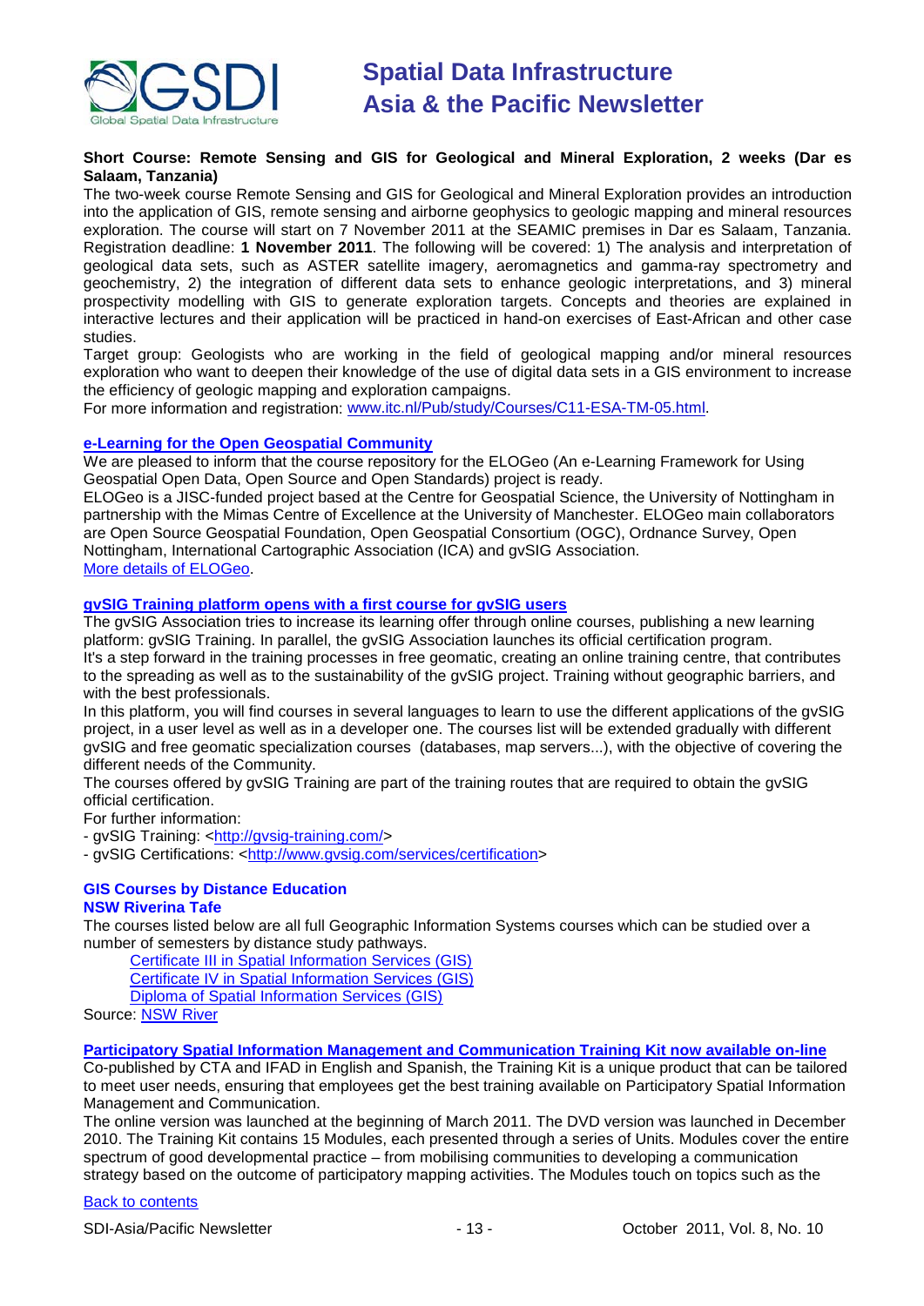**Short Course: Remote Sensing and GIS for Geological and Mineral Exploration, 2 weeks (Dar es Salaam, Tanzania)**

The two-week course Remote Sensing and GIS for Geological and Mineral Exploration provides an introduction into the application of GIS, remote sensing and airborne geophysics to geologic mapping and mineral resources exploration. The course will start on 7 November 2011 at the SEAMIC premises in Dar es Salaam, Tanzania. Registration deadline: **1 November 2011**. The following will be covered: 1) The analysis and interpretation of geological data sets, such as ASTER satellite imagery, aeromagnetics and gamma-ray spectrometry and geochemistry, 2) the integration of different data sets to enhance geologic interpretations, and 3) mineral prospectivity modelling with GIS to generate exploration targets. Concepts and theories are explained in interactive lectures and their application will be practiced in hand-on exercises of East-African and other case studies.

Target group: Geologists who are working in the field of geological mapping and/or mineral resources exploration who want to deepen their knowledge of the use of digital data sets in a GIS environment to increase the efficiency of geologic mapping and exploration campaigns.

For more information and registration: [www.itc.nl/Pub/study/Courses/C11-ESA-TM-05.html](www.itc.nl/Pub/study/Courses/C11-ESA-TM-05.html).

**e-Learning for the Open Geospatial Community**

We are pleased to inform that the course repository for the ELOGeo (An e-Learning Framework for Using Geospatial Open Data, Open Source and Open Standards) project is ready.

ELOGeo is a JISC-funded project based at the Centre for Geospatial Science, the University of Nottingham in partnership with the Mimas Centre of Excellence at the University of Manchester. ELOGeo main collaborators are Open Source Geospatial Foundation, Open Geospatial Consortium (OGC), Ordnance Survey, Open Nottingham, International Cartographic Association (ICA) and gvSIG Association.

More details of ELOGeo.

**gvSIG Training platform opens with a first course for gvSIG users**

The gvSIG Association tries to increase its learning offer through online courses, publishing a new learning platform: gvSIG Training. In parallel, the gvSIG Association launches its official certification program.

It's a step forward in the training processes in free geomatic, creating an online training centre, that contributes to the spreading as well as to the sustainability of the gvSIG project. Training without geographic barriers, and with the best professionals.

In this platform, you will find courses in several languages to learn to use the different applications of the gvSIG project, in a user level as well as in a developer one. The courses list will be extended gradually with different gvSIG and free geomatic specialization courses (databases, map servers...), with the objective of covering the different needs of the Community.

The courses offered by gvSIG Training are part of the training routes that are required to obtain the gvSIG official certification.

For further information:

- gvSIG Training: <http://gvsig-training.com/>
- gvSIG Certifications: <http://www.gvsig.com/services/certification>

**GIS Courses by Distance Education**
**NSW Riverina Tafe**

The courses listed below are all full Geographic Information Systems courses which can be studied over a number of semesters by distance study pathways.

- Certificate III in Spatial Information Services (GIS)
- Certificate IV in Spatial Information Services (GIS)
- Diploma of Spatial Information Services (GIS)

Source: NSW River

**Participatory Spatial Information Management and Communication Training Kit now available on-line**

Co-published by CTA and IFAD in English and Spanish, the Training Kit is a unique product that can be tailored to meet user needs, ensuring that employees get the best training available on Participatory Spatial Information Management and Communication.

The online version was launched at the beginning of March 2011. The DVD version was launched in December 2010. The Training Kit contains 15 Modules, each presented through a series of Units. Modules cover the entire spectrum of good developmental practice – from mobilising communities to developing a communication strategy based on the outcome of participatory mapping activities. The Modules touch on topics such as the

Back to contents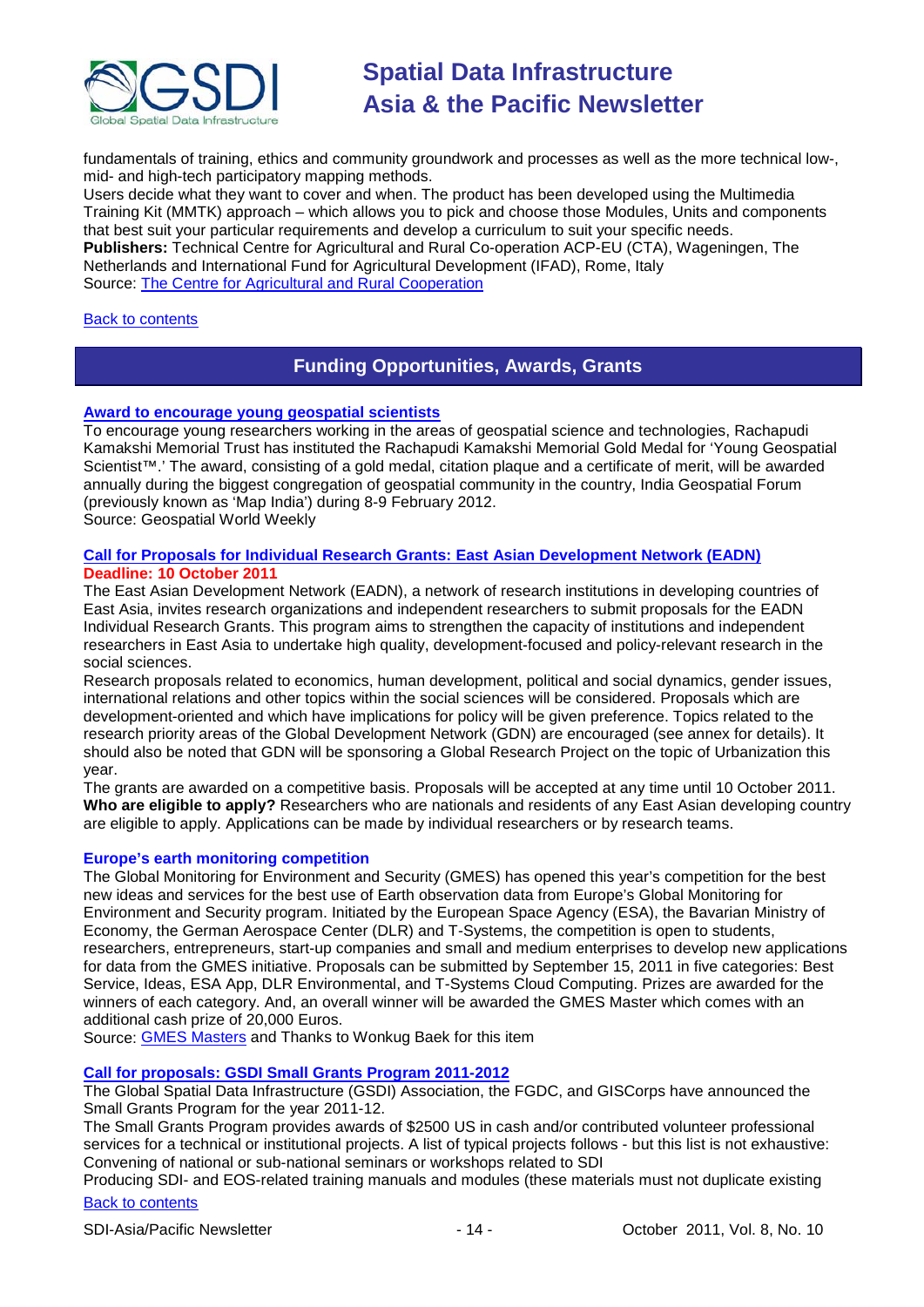fundamentals of training, ethics and community groundwork and processes as well as the more technical low-, mid- and high-tech participatory mapping methods.

Users decide what they want to cover and when. The product has been developed using the Multimedia Training Kit (MMTK) approach – which allows you to pick and choose those Modules, Units and components that best suit your particular requirements and develop a curriculum to suit your specific needs.

**Publishers:** Technical Centre for Agricultural and Rural Co-operation ACP-EU (CTA), Wageningen, The Netherlands and International Fund for Agricultural Development (IFAD), Rome, Italy

Source: The Centre for Agricultural and Rural Cooperation

Back to contents

## Funding Opportunities, Awards, Grants

### Award to encourage young geospatial scientists

To encourage young researchers working in the areas of geospatial science and technologies, Rachapudi Kamakshi Memorial Trust has instituted the Rachapudi Kamakshi Memorial Gold Medal for 'Young Geospatial Scientist™.' The award, consisting of a gold medal, citation plaque and a certificate of merit, will be awarded annually during the biggest congregation of geospatial community in the country, India Geospatial Forum (previously known as 'Map India') during 8-9 February 2012.

Source: Geospatial World Weekly

### Call for Proposals for Individual Research Grants: East Asian Development Network (EADN)

**Deadline: 10 October 2011**

The East Asian Development Network (EADN), a network of research institutions in developing countries of East Asia, invites research organizations and independent researchers to submit proposals for the EADN Individual Research Grants. This program aims to strengthen the capacity of institutions and independent researchers in East Asia to undertake high quality, development-focused and policy-relevant research in the social sciences.

Research proposals related to economics, human development, political and social dynamics, gender issues, international relations and other topics within the social sciences will be considered. Proposals which are development-oriented and which have implications for policy will be given preference. Topics related to the research priority areas of the Global Development Network (GDN) are encouraged (see annex for details). It should also be noted that GDN will be sponsoring a Global Research Project on the topic of Urbanization this year.

The grants are awarded on a competitive basis. Proposals will be accepted at any time until 10 October 2011.

**Who are eligible to apply?** Researchers who are nationals and residents of any East Asian developing country are eligible to apply. Applications can be made by individual researchers or by research teams.

### Europe's earth monitoring competition

The Global Monitoring for Environment and Security (GMES) has opened this year's competition for the best new ideas and services for the best use of Earth observation data from Europe's Global Monitoring for Environment and Security program. Initiated by the European Space Agency (ESA), the Bavarian Ministry of Economy, the German Aerospace Center (DLR) and T-Systems, the competition is open to students, researchers, entrepreneurs, start-up companies and small and medium enterprises to develop new applications for data from the GMES initiative. Proposals can be submitted by September 15, 2011 in five categories: Best Service, Ideas, ESA App, DLR Environmental, and T-Systems Cloud Computing. Prizes are awarded for the winners of each category. And, an overall winner will be awarded the GMES Master which comes with an additional cash prize of 20,000 Euros.

Source: GMES Masters and Thanks to Wonkug Baek for this item

### Call for proposals: GSDI Small Grants Program 2011-2012

The Global Spatial Data Infrastructure (GSDI) Association, the FGDC, and GISCorps have announced the Small Grants Program for the year 2011-12.

The Small Grants Program provides awards of $2500 US in cash and/or contributed volunteer professional services for a technical or institutional projects. A list of typical projects follows - but this list is not exhaustive:

Convening of national or sub-national seminars or workshops related to SDI

Producing SDI- and EOS-related training manuals and modules (these materials must not duplicate existing

Back to contents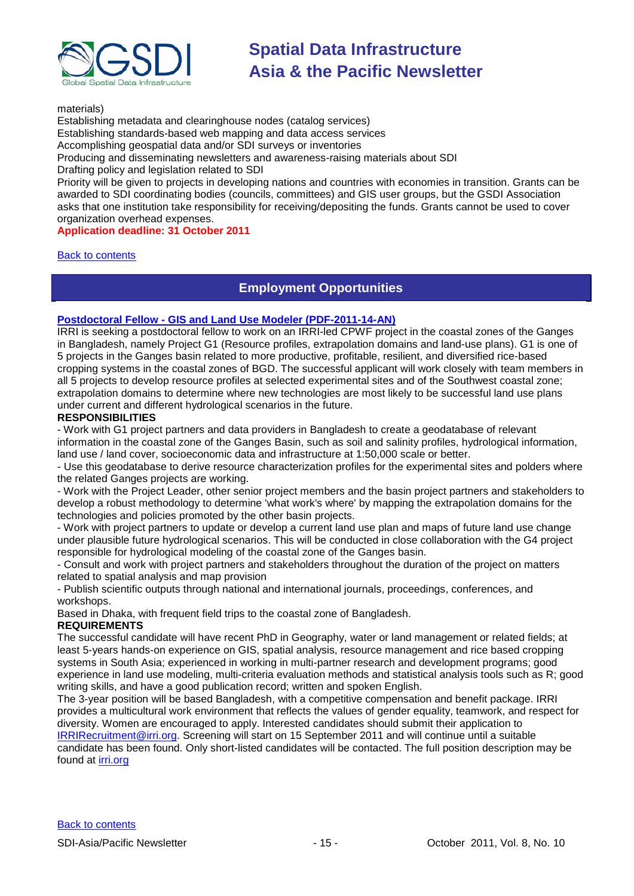materials)
Establishing metadata and clearinghouse nodes (catalog services)
Establishing standards-based web mapping and data access services
Accomplishing geospatial data and/or SDI surveys or inventories
Producing and disseminating newsletters and awareness-raising materials about SDI
Drafting policy and legislation related to SDI
Priority will be given to projects in developing nations and countries with economies in transition. Grants can be awarded to SDI coordinating bodies (councils, committees) and GIS user groups, but the GSDI Association asks that one institution take responsibility for receiving/depositing the funds. Grants cannot be used to cover organization overhead expenses.
**Application deadline: 31 October 2011**

Back to contents

## Employment Opportunities

### Postdoctoral Fellow - GIS and Land Use Modeler (PDF-2011-14-AN)

IRRI is seeking a postdoctoral fellow to work on an IRRI-led CPWF project in the coastal zones of the Ganges in Bangladesh, namely Project G1 (Resource profiles, extrapolation domains and land-use plans). G1 is one of 5 projects in the Ganges basin related to more productive, profitable, resilient, and diversified rice-based cropping systems in the coastal zones of BGD. The successful applicant will work closely with team members in all 5 projects to develop resource profiles at selected experimental sites and of the Southwest coastal zone; extrapolation domains to determine where new technologies are most likely to be successful land use plans under current and different hydrological scenarios in the future.

**RESPONSIBILITIES**

- Work with G1 project partners and data providers in Bangladesh to create a geodatabase of relevant information in the coastal zone of the Ganges Basin, such as soil and salinity profiles, hydrological information, land use / land cover, socioeconomic data and infrastructure at 1:50,000 scale or better.
- Use this geodatabase to derive resource characterization profiles for the experimental sites and polders where the related Ganges projects are working.
- Work with the Project Leader, other senior project members and the basin project partners and stakeholders to develop a robust methodology to determine 'what work's where' by mapping the extrapolation domains for the technologies and policies promoted by the other basin projects.
- Work with project partners to update or develop a current land use plan and maps of future land use change under plausible future hydrological scenarios. This will be conducted in close collaboration with the G4 project responsible for hydrological modeling of the coastal zone of the Ganges basin.
- Consult and work with project partners and stakeholders throughout the duration of the project on matters related to spatial analysis and map provision
- Publish scientific outputs through national and international journals, proceedings, conferences, and workshops.

Based in Dhaka, with frequent field trips to the coastal zone of Bangladesh.

**REQUIREMENTS**

The successful candidate will have recent PhD in Geography, water or land management or related fields; at least 5-years hands-on experience on GIS, spatial analysis, resource management and rice based cropping systems in South Asia; experienced in working in multi-partner research and development programs; good experience in land use modeling, multi-criteria evaluation methods and statistical analysis tools such as R; good writing skills, and have a good publication record; written and spoken English.

The 3-year position will be based Bangladesh, with a competitive compensation and benefit package. IRRI provides a multicultural work environment that reflects the values of gender equality, teamwork, and respect for diversity. Women are encouraged to apply. Interested candidates should submit their application to IRRIRecruitment@irri.org. Screening will start on 15 September 2011 and will continue until a suitable candidate has been found. Only short-listed candidates will be contacted. The full position description may be found at irri.org

Back to contents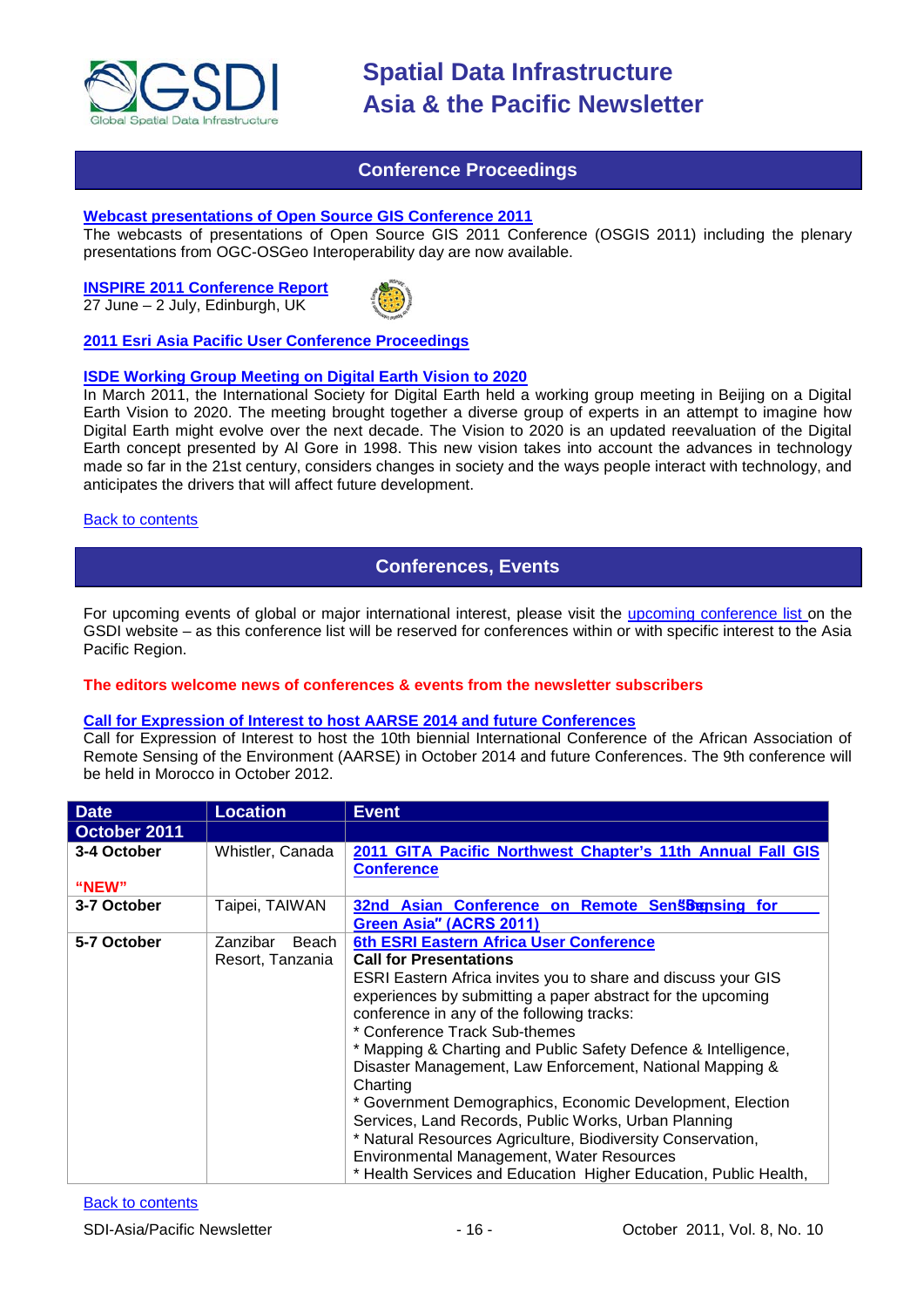## Conference Proceedings

**Webcast presentations of Open Source GIS Conference 2011**
The webcasts of presentations of Open Source GIS 2011 Conference (OSGIS 2011) including the plenary presentations from OGC-OSGeo Interoperability day are now available.

**INSPIRE 2011 Conference Report**
27 June – 2 July, Edinburgh, UK

**2011 Esri Asia Pacific User Conference Proceedings**

**ISDE Working Group Meeting on Digital Earth Vision to 2020**
In March 2011, the International Society for Digital Earth held a working group meeting in Beijing on a Digital Earth Vision to 2020. The meeting brought together a diverse group of experts in an attempt to imagine how Digital Earth might evolve over the next decade. The Vision to 2020 is an updated reevaluation of the Digital Earth concept presented by Al Gore in 1998. This new vision takes into account the advances in technology made so far in the 21st century, considers changes in society and the ways people interact with technology, and anticipates the drivers that will affect future development.

Back to contents

## Conferences, Events

For upcoming events of global or major international interest, please visit the upcoming conference list on the GSDI website – as this conference list will be reserved for conferences within or with specific interest to the Asia Pacific Region.

**The editors welcome news of conferences & events from the newsletter subscribers**

**Call for Expression of Interest to host AARSE 2014 and future Conferences**
Call for Expression of Interest to host the 10th biennial International Conference of the African Association of Remote Sensing of the Environment (AARSE) in October 2014 and future Conferences. The 9th conference will be held in Morocco in October 2012.

| Date | Location | Event |
|---|---|---|
| **October 2011** | | |
| **3-4 October** "NEW" | Whistler, Canada | **2011 GITA Pacific Northwest Chapter's 11th Annual Fall GIS Conference** |
| **3-7 October** | Taipei, TAIWAN | **32nd Asian Conference on Remote Sensing "Sensing for Green Asia" (ACRS 2011)** |
| **5-7 October** | Zanzibar Beach Resort, Tanzania | **6th ESRI Eastern Africa User Conference**<br>**Call for Presentations**<br>ESRI Eastern Africa invites you to share and discuss your GIS experiences by submitting a paper abstract for the upcoming conference in any of the following tracks:<br>* Conference Track Sub-themes<br>* Mapping & Charting and Public Safety Defence & Intelligence, Disaster Management, Law Enforcement, National Mapping & Charting<br>* Government Demographics, Economic Development, Election Services, Land Records, Public Works, Urban Planning<br>* Natural Resources Agriculture, Biodiversity Conservation, Environmental Management, Water Resources<br>* Health Services and Education Higher Education, Public Health, |

Back to contents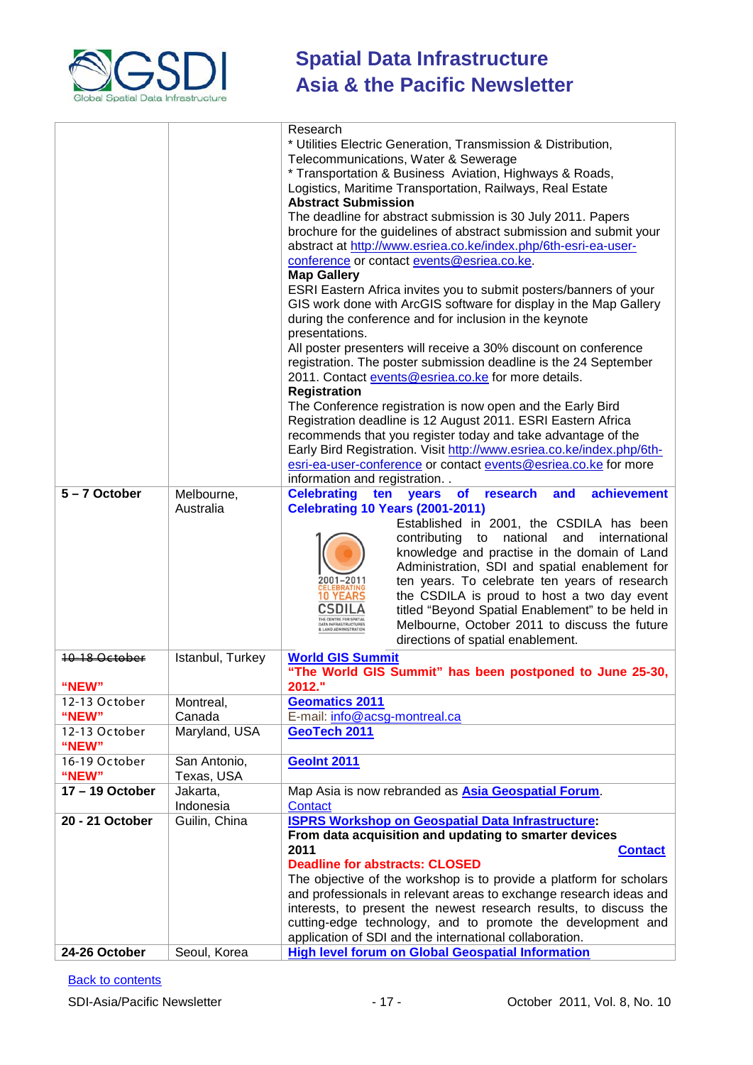| | | |
|---|---|---|
| | | Research<br>* Utilities Electric Generation, Transmission & Distribution, Telecommunications, Water & Sewerage<br>* Transportation & Business Aviation, Highways & Roads, Logistics, Maritime Transportation, Railways, Real Estate<br>**Abstract Submission**<br>The deadline for abstract submission is 30 July 2011. Papers brochure for the guidelines of abstract submission and submit your abstract at http://www.esriea.co.ke/index.php/6th-esri-ea-user-conference or contact events@esriea.co.ke.<br>**Map Gallery**<br>ESRI Eastern Africa invites you to submit posters/banners of your GIS work done with ArcGIS software for display in the Map Gallery during the conference and for inclusion in the keynote presentations.<br>All poster presenters will receive a 30% discount on conference registration. The poster submission deadline is the 24 September 2011. Contact events@esriea.co.ke for more details.<br>**Registration**<br>The Conference registration is now open and the Early Bird Registration deadline is 12 August 2011. ESRI Eastern Africa recommends that you register today and take advantage of the Early Bird Registration. Visit http://www.esriea.co.ke/index.php/6th-esri-ea-user-conference or contact events@esriea.co.ke for more information and registration. . |
| **5 – 7 October** | Melbourne, Australia | **Celebrating ten years of research and achievement**<br>**Celebrating 10 Years (2001-2011)**<br>2001–2011 CELEBRATING 10 YEARS CSDILA THE CENTRE FOR SPATIAL DATA INFRASTRUCTURES & LAND ADMINISTRATION<br>Established in 2001, the CSDILA has been contributing to national and international knowledge and practise in the domain of Land Administration, SDI and spatial enablement for ten years. To celebrate ten years of research the CSDILA is proud to host a two day event titled "Beyond Spatial Enablement" to be held in Melbourne, October 2011 to discuss the future directions of spatial enablement. |
| ~~10-18 October~~<br>**"NEW"** | Istanbul, Turkey | **World GIS Summit**<br>**"The World GIS Summit" has been postponed to June 25-30, 2012."** |
| 12-13 October<br>**"NEW"** | Montreal, Canada | **Geomatics 2011**<br>E-mail: info@acsg-montreal.ca |
| 12-13 October<br>**"NEW"** | Maryland, USA | **GeoTech 2011** |
| 16-19 October<br>**"NEW"** | San Antonio, Texas, USA | **GeoInt 2011** |
| **17 – 19 October** | Jakarta, Indonesia | Map Asia is now rebranded as **Asia Geospatial Forum**.<br>Contact |
| **20 - 21 October** | Guilin, China | **ISPRS Workshop on Geospatial Data Infrastructure: From data acquisition and updating to smarter devices 2011** **Contact**<br>**Deadline for abstracts: CLOSED**<br>The objective of the workshop is to provide a platform for scholars and professionals in relevant areas to exchange research ideas and interests, to present the newest research results, to discuss the cutting-edge technology, and to promote the development and application of SDI and the international collaboration. |
| **24-26 October** | Seoul, Korea | **High level forum on Global Geospatial Information** |

Back to contents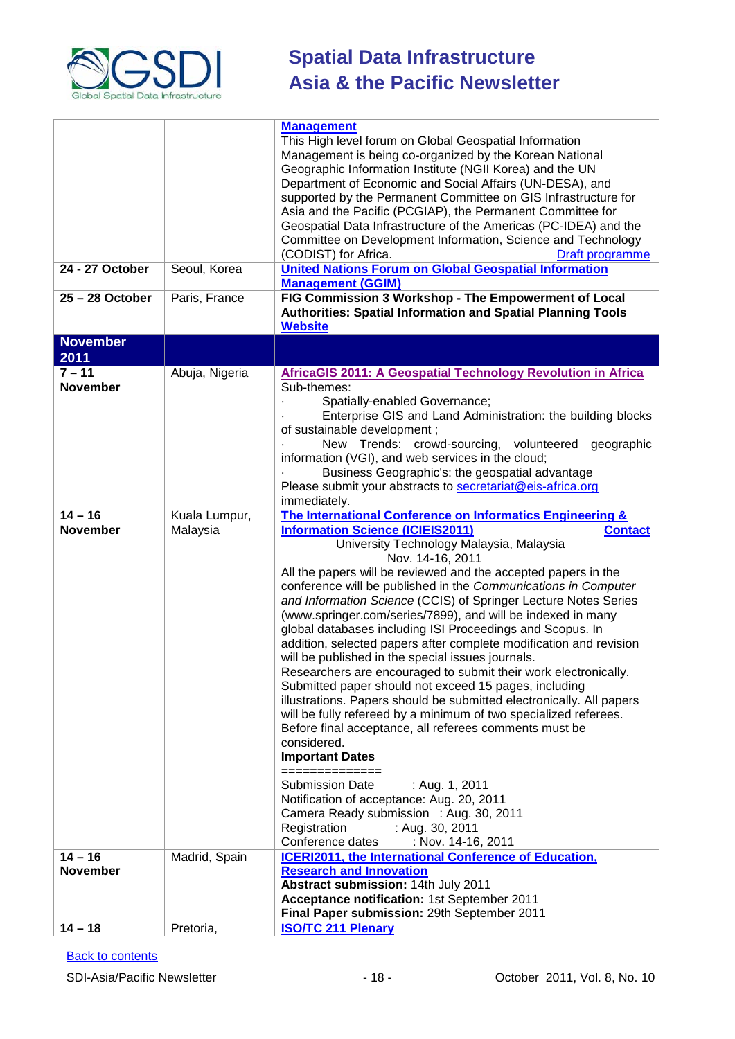| | | |
|---|---|---|
| | | **Management**<br>This High level forum on Global Geospatial Information Management is being co-organized by the Korean National Geographic Information Institute (NGII Korea) and the UN Department of Economic and Social Affairs (UN-DESA), and supported by the Permanent Committee on GIS Infrastructure for Asia and the Pacific (PCGIAP), the Permanent Committee for Geospatial Data Infrastructure of the Americas (PC-IDEA) and the Committee on Development Information, Science and Technology (CODIST) for Africa. Draft programme |
| **24 - 27 October** | Seoul, Korea | **United Nations Forum on Global Geospatial Information Management (GGIM)** |
| **25 – 28 October** | Paris, France | **FIG Commission 3 Workshop - The Empowerment of Local Authorities: Spatial Information and Spatial Planning Tools**<br>**Website** |
| **November 2011** | | |
| **7 – 11 November** | Abuja, Nigeria | **AfricaGIS 2011: A Geospatial Technology Revolution in Africa**<br>Sub-themes:<br>· Spatially-enabled Governance;<br>· Enterprise GIS and Land Administration: the building blocks of sustainable development ;<br>· New Trends: crowd-sourcing, volunteered geographic information (VGI), and web services in the cloud;<br>· Business Geographic's: the geospatial advantage<br>Please submit your abstracts to secretariat@eis-africa.org immediately. |
| **14 – 16 November** | Kuala Lumpur, Malaysia | **The International Conference on Informatics Engineering & Information Science (ICIEIS2011)** **Contact**<br>University Technology Malaysia, Malaysia<br>Nov. 14-16, 2011<br>All the papers will be reviewed and the accepted papers in the conference will be published in the *Communications in Computer and Information Science* (CCIS) of Springer Lecture Notes Series (www.springer.com/series/7899), and will be indexed in many global databases including ISI Proceedings and Scopus. In addition, selected papers after complete modification and revision will be published in the special issues journals.<br>Researchers are encouraged to submit their work electronically. Submitted paper should not exceed 15 pages, including illustrations. Papers should be submitted electronically. All papers will be fully refereed by a minimum of two specialized referees. Before final acceptance, all referees comments must be considered.<br>**Important Dates**<br>==============<br>Submission Date : Aug. 1, 2011<br>Notification of acceptance: Aug. 20, 2011<br>Camera Ready submission : Aug. 30, 2011<br>Registration : Aug. 30, 2011<br>Conference dates : Nov. 14-16, 2011 |
| **14 – 16 November** | Madrid, Spain | **ICERI2011, the International Conference of Education, Research and Innovation**<br>**Abstract submission:** 14th July 2011<br>**Acceptance notification:** 1st September 2011<br>**Final Paper submission:** 29th September 2011 |
| **14 – 18** | Pretoria, | **ISO/TC 211 Plenary** |

Back to contents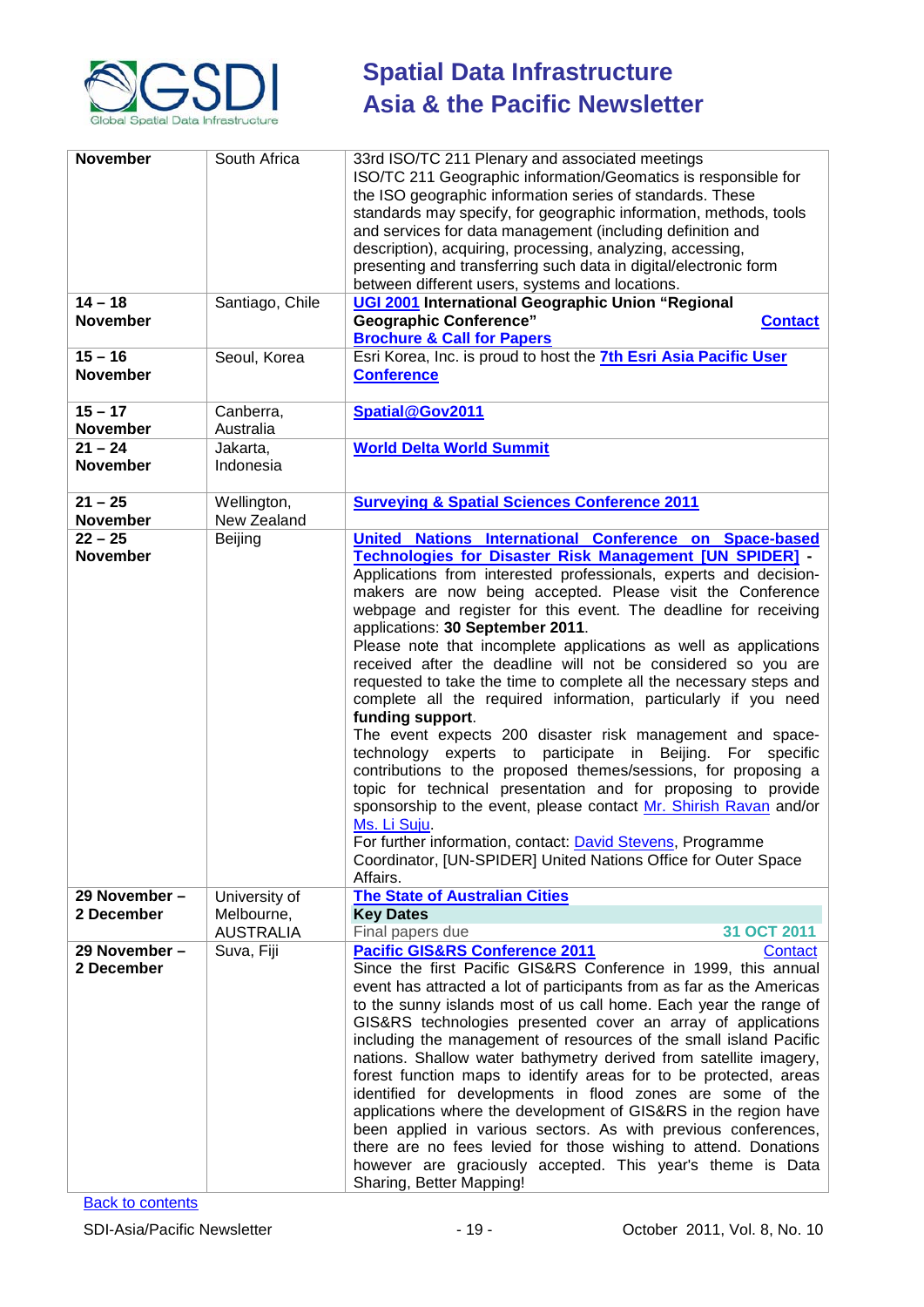| November | South Africa | 33rd ISO/TC 211 Plenary and associated meetings<br>ISO/TC 211 Geographic information/Geomatics is responsible for the ISO geographic information series of standards. These standards may specify, for geographic information, methods, tools and services for data management (including definition and description), acquiring, processing, analyzing, accessing, presenting and transferring such data in digital/electronic form between different users, systems and locations. |
|---|---|---|
| **14 – 18 November** | Santiago, Chile | **UGI 2001 International Geographic Union "Regional Geographic Conference"** **Contact**<br>**Brochure & Call for Papers** |
| **15 – 16 November** | Seoul, Korea | Esri Korea, Inc. is proud to host the **7th Esri Asia Pacific User Conference** |
| **15 – 17 November** | Canberra, Australia | **Spatial@Gov2011** |
| **21 – 24 November** | Jakarta, Indonesia | **World Delta World Summit** |
| **21 – 25 November** | Wellington, New Zealand | **Surveying & Spatial Sciences Conference 2011** |
| **22 – 25 November** | Beijing | **United Nations International Conference on Space-based Technologies for Disaster Risk Management [UN SPIDER] -**<br>Applications from interested professionals, experts and decision-makers are now being accepted. Please visit the Conference webpage and register for this event. The deadline for receiving applications: **30 September 2011**.<br>Please note that incomplete applications as well as applications received after the deadline will not be considered so you are requested to take the time to complete all the necessary steps and complete all the required information, particularly if you need **funding support**.<br>The event expects 200 disaster risk management and space-technology experts to participate in Beijing. For specific contributions to the proposed themes/sessions, for proposing a topic for technical presentation and for proposing to provide sponsorship to the event, please contact Mr. Shirish Ravan and/or Ms. Li Suju.<br>For further information, contact: David Stevens, Programme Coordinator, [UN-SPIDER] United Nations Office for Outer Space Affairs. |
| **29 November – 2 December** | University of Melbourne, AUSTRALIA | **The State of Australian Cities**<br>**Key Dates**<br>Final papers due **31 OCT 2011** |
| **29 November – 2 December** | Suva, Fiji | **Pacific GIS&RS Conference 2011** Contact<br>Since the first Pacific GIS&RS Conference in 1999, this annual event has attracted a lot of participants from as far as the Americas to the sunny islands most of us call home. Each year the range of GIS&RS technologies presented cover an array of applications including the management of resources of the small island Pacific nations. Shallow water bathymetry derived from satellite imagery, forest function maps to identify areas for to be protected, areas identified for developments in flood zones are some of the applications where the development of GIS&RS in the region have been applied in various sectors. As with previous conferences, there are no fees levied for those wishing to attend. Donations however are graciously accepted. This year's theme is Data Sharing, Better Mapping! |

Back to contents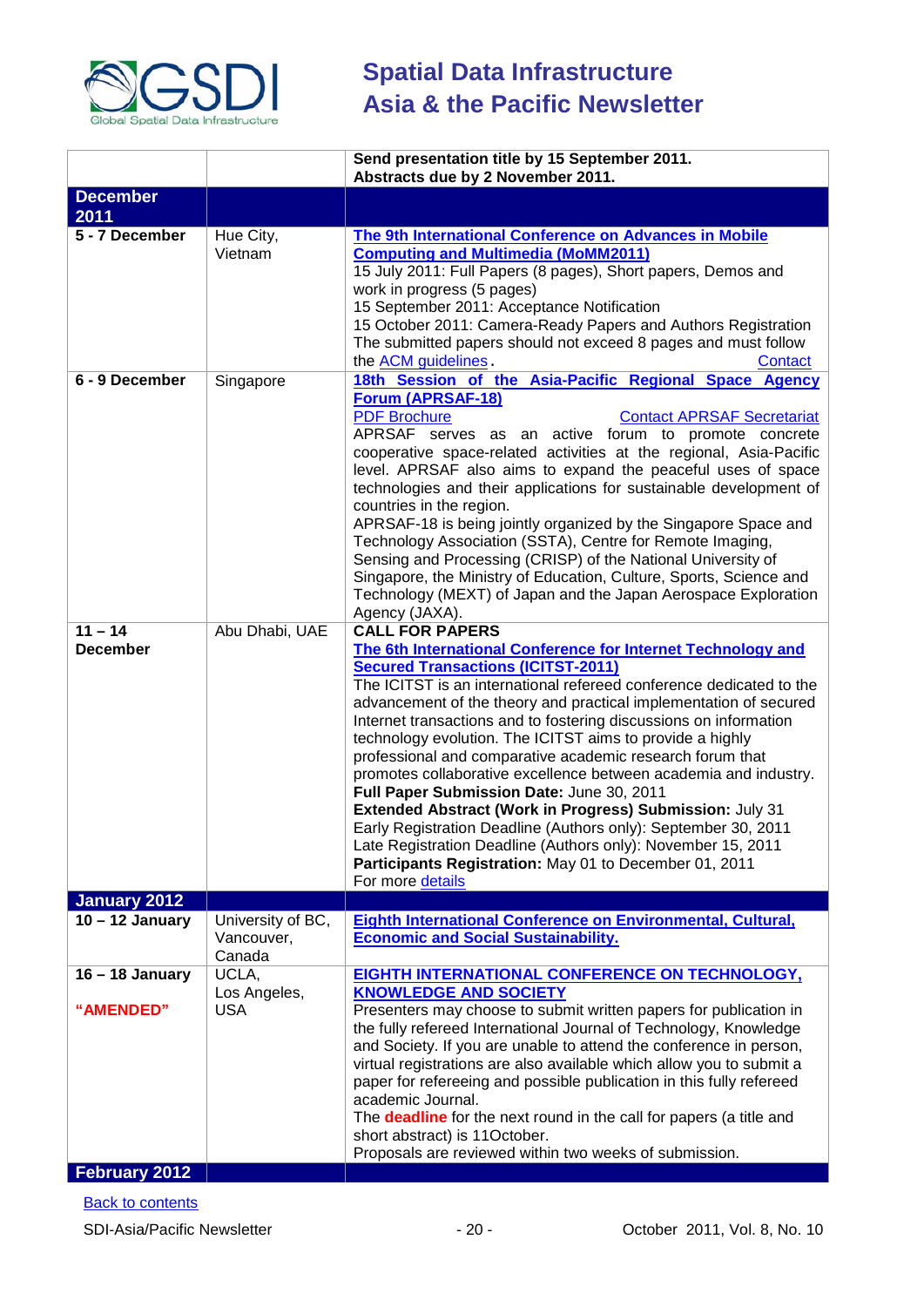| | | |
|---|---|---|
| | | **Send presentation title by 15 September 2011.**<br>**Abstracts due by 2 November 2011.** |
| **December 2011** | | |
| **5 - 7 December** | Hue City, Vietnam | **The 9th International Conference on Advances in Mobile Computing and Multimedia (MoMM2011)**<br>15 July 2011: Full Papers (8 pages), Short papers, Demos and work in progress (5 pages)<br>15 September 2011: Acceptance Notification<br>15 October 2011: Camera-Ready Papers and Authors Registration<br>The submitted papers should not exceed 8 pages and must follow the ACM guidelines. Contact |
| **6 - 9 December** | Singapore | **18th Session of the Asia-Pacific Regional Space Agency Forum (APRSAF-18)**<br>PDF Brochure Contact APRSAF Secretariat<br>APRSAF serves as an active forum to promote concrete cooperative space-related activities at the regional, Asia-Pacific level. APRSAF also aims to expand the peaceful uses of space technologies and their applications for sustainable development of countries in the region.<br>APRSAF-18 is being jointly organized by the Singapore Space and Technology Association (SSTA), Centre for Remote Imaging, Sensing and Processing (CRISP) of the National University of Singapore, the Ministry of Education, Culture, Sports, Science and Technology (MEXT) of Japan and the Japan Aerospace Exploration Agency (JAXA). |
| **11 – 14 December** | Abu Dhabi, UAE | **CALL FOR PAPERS**<br>**The 6th International Conference for Internet Technology and Secured Transactions (ICITST-2011)**<br>The ICITST is an international refereed conference dedicated to the advancement of the theory and practical implementation of secured Internet transactions and to fostering discussions on information technology evolution. The ICITST aims to provide a highly professional and comparative academic research forum that promotes collaborative excellence between academia and industry.<br>**Full Paper Submission Date:** June 30, 2011<br>**Extended Abstract (Work in Progress) Submission:** July 31<br>Early Registration Deadline (Authors only): September 30, 2011<br>Late Registration Deadline (Authors only): November 15, 2011<br>**Participants Registration:** May 01 to December 01, 2011<br>For more details |
| **January 2012** | | |
| **10 – 12 January** | University of BC, Vancouver, Canada | **Eighth International Conference on Environmental, Cultural, Economic and Social Sustainability.** |
| **16 – 18 January**<br><br>**"AMENDED"** | UCLA, Los Angeles, USA | **EIGHTH INTERNATIONAL CONFERENCE ON TECHNOLOGY, KNOWLEDGE AND SOCIETY**<br>Presenters may choose to submit written papers for publication in the fully refereed International Journal of Technology, Knowledge and Society. If you are unable to attend the conference in person, virtual registrations are also available which allow you to submit a paper for refereeing and possible publication in this fully refereed academic Journal.<br>The **deadline** for the next round in the call for papers (a title and short abstract) is 11October.<br>Proposals are reviewed within two weeks of submission. |
| **February 2012** | | |

Back to contents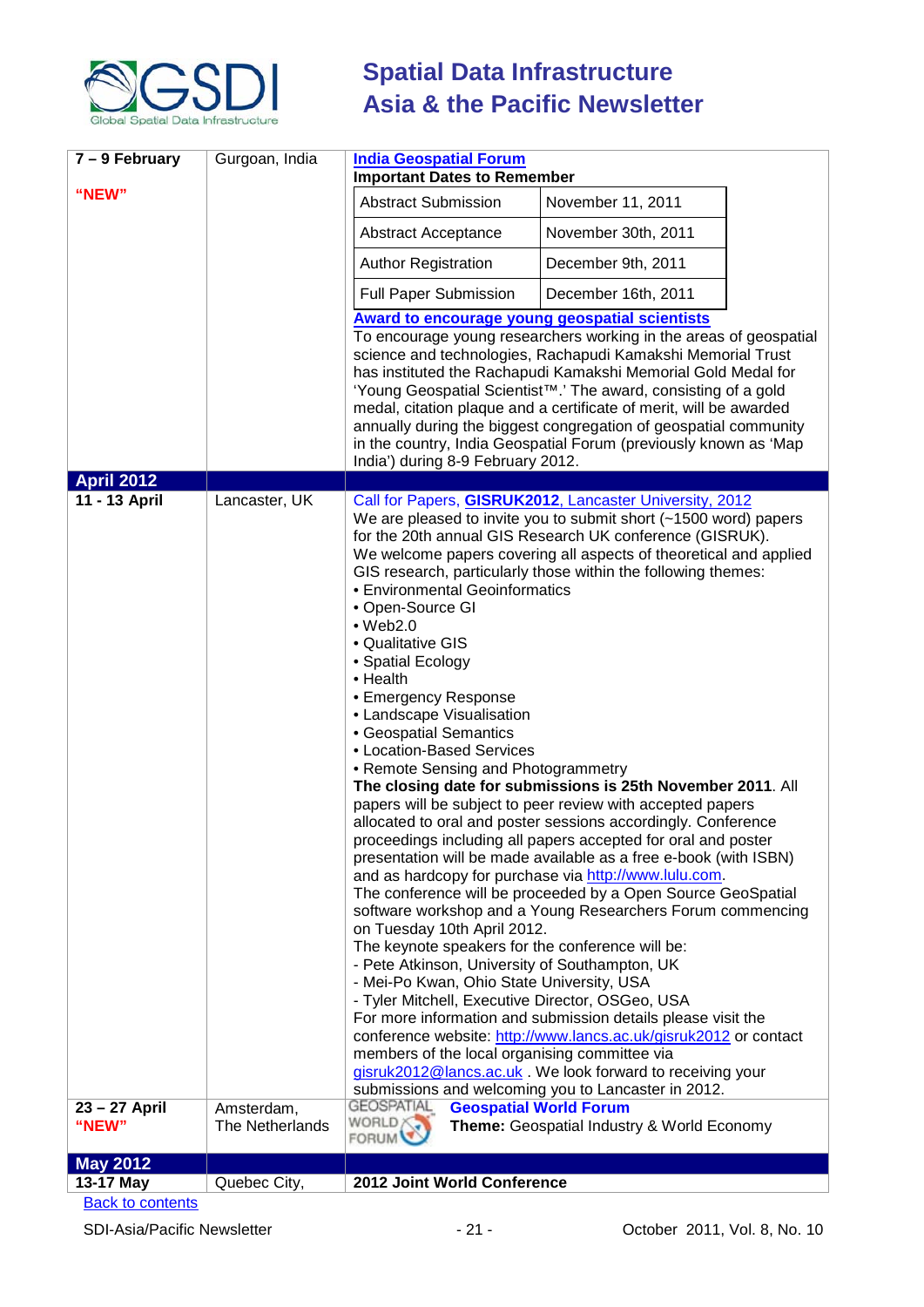| | | |
|---|---|---|
| **7 – 9 February** **"NEW"** | Gurgoan, India | **India Geospatial Forum** **Important Dates to Remember** Abstract Submission: November 11, 2011; Abstract Acceptance: November 30th, 2011; Author Registration: December 9th, 2011; Full Paper Submission: December 16th, 2011 **Award to encourage young geospatial scientists** To encourage young researchers working in the areas of geospatial science and technologies, Rachapudi Kamakshi Memorial Trust has instituted the Rachapudi Kamakshi Memorial Gold Medal for 'Young Geospatial Scientist™.' The award, consisting of a gold medal, citation plaque and a certificate of merit, will be awarded annually during the biggest congregation of geospatial community in the country, India Geospatial Forum (previously known as 'Map India') during 8-9 February 2012. |
| **April 2012** | | |
| **11 - 13 April** | Lancaster, UK | Call for Papers, **GISRUK2012**, Lancaster University, 2012 We are pleased to invite you to submit short (~1500 word) papers for the 20th annual GIS Research UK conference (GISRUK). We welcome papers covering all aspects of theoretical and applied GIS research, particularly those within the following themes: • Environmental Geoinformatics • Open-Source GI • Web2.0 • Qualitative GIS • Spatial Ecology • Health • Emergency Response • Landscape Visualisation • Geospatial Semantics • Location-Based Services • Remote Sensing and Photogrammetry **The closing date for submissions is 25th November 2011**. All papers will be subject to peer review with accepted papers allocated to oral and poster sessions accordingly. Conference proceedings including all papers accepted for oral and poster presentation will be made available as a free e-book (with ISBN) and as hardcopy for purchase via http://www.lulu.com. The conference will be proceeded by a Open Source GeoSpatial software workshop and a Young Researchers Forum commencing on Tuesday 10th April 2012. The keynote speakers for the conference will be: - Pete Atkinson, University of Southampton, UK - Mei-Po Kwan, Ohio State University, USA - Tyler Mitchell, Executive Director, OSGeo, USA For more information and submission details please visit the conference website: http://www.lancs.ac.uk/gisruk2012 or contact members of the local organising committee via gisruk2012@lancs.ac.uk . We look forward to receiving your submissions and welcoming you to Lancaster in 2012. |
| **23 – 27 April** **"NEW"** | Amsterdam, The Netherlands | **Geospatial World Forum** **Theme:** Geospatial Industry & World Economy |
| **May 2012** | | |
| **13-17 May** | Quebec City, | **2012 Joint World Conference** |

Back to contents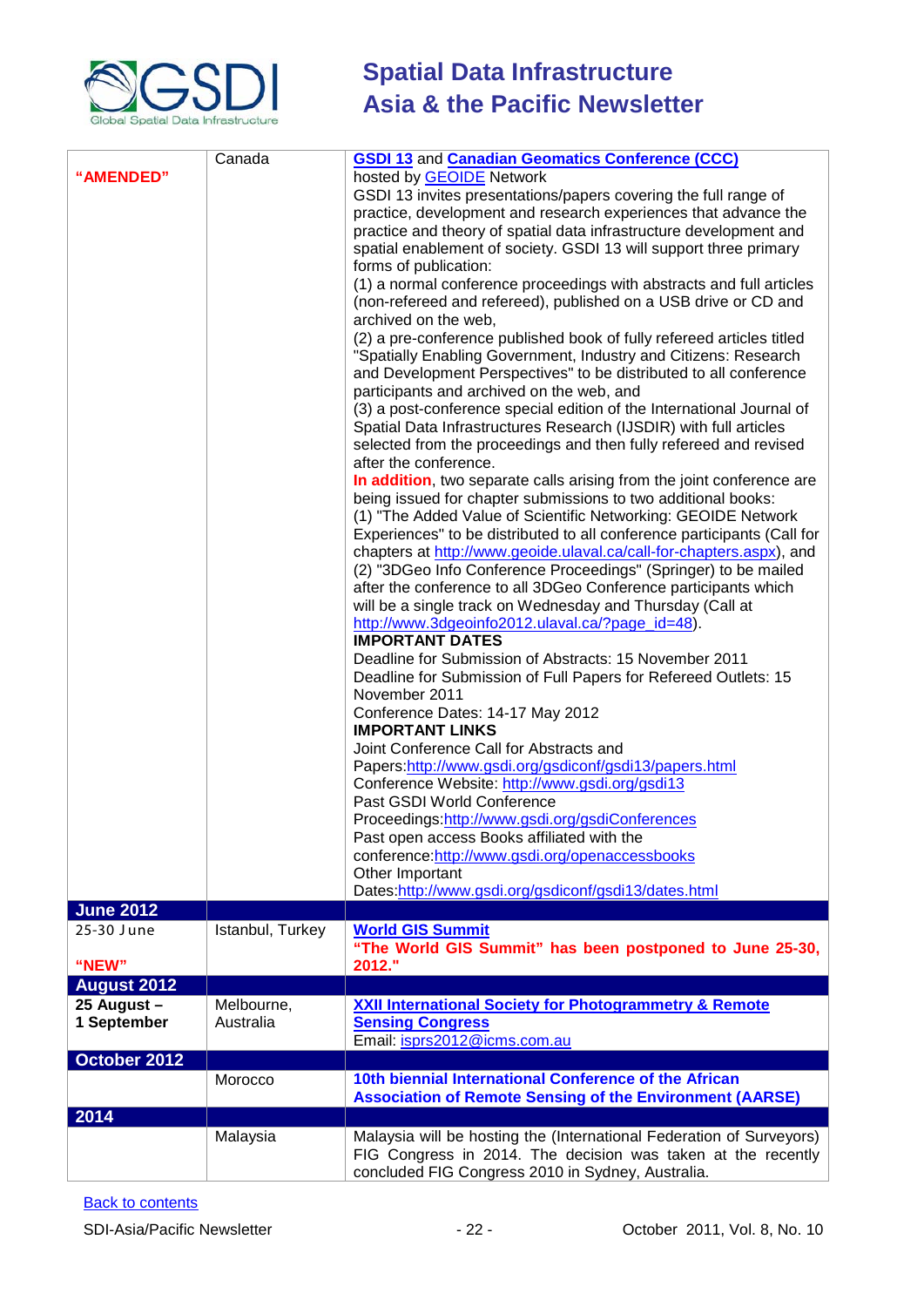| | | |
|---|---|---|
| **"AMENDED"** | Canada | **GSDI 13** and **Canadian Geomatics Conference (CCC)** hosted by GEOIDE Network<br>GSDI 13 invites presentations/papers covering the full range of practice, development and research experiences that advance the practice and theory of spatial data infrastructure development and spatial enablement of society. GSDI 13 will support three primary forms of publication:<br>(1) a normal conference proceedings with abstracts and full articles (non-refereed and refereed), published on a USB drive or CD and archived on the web,<br>(2) a pre-conference published book of fully refereed articles titled "Spatially Enabling Government, Industry and Citizens: Research and Development Perspectives" to be distributed to all conference participants and archived on the web, and<br>(3) a post-conference special edition of the International Journal of Spatial Data Infrastructures Research (IJSDIR) with full articles selected from the proceedings and then fully refereed and revised after the conference.<br>**In addition**, two separate calls arising from the joint conference are being issued for chapter submissions to two additional books:<br>(1) "The Added Value of Scientific Networking: GEOIDE Network Experiences" to be distributed to all conference participants (Call for chapters at http://www.geoide.ulaval.ca/call-for-chapters.aspx), and<br>(2) "3DGeo Info Conference Proceedings" (Springer) to be mailed after the conference to all 3DGeo Conference participants which will be a single track on Wednesday and Thursday (Call at http://www.3dgeoinfo2012.ulaval.ca/?page_id=48).<br>**IMPORTANT DATES**<br>Deadline for Submission of Abstracts: 15 November 2011<br>Deadline for Submission of Full Papers for Refereed Outlets: 15 November 2011<br>Conference Dates: 14-17 May 2012<br>**IMPORTANT LINKS**<br>Joint Conference Call for Abstracts and Papers:http://www.gsdi.org/gsdiconf/gsdi13/papers.html<br>Conference Website: http://www.gsdi.org/gsdi13<br>Past GSDI World Conference Proceedings:http://www.gsdi.org/gsdiConferences<br>Past open access Books affiliated with the conference:http://www.gsdi.org/openaccessbooks<br>Other Important Dates:http://www.gsdi.org/gsdiconf/gsdi13/dates.html |
| **June 2012** | | |
| 25-30 June<br><br>**"NEW"** | Istanbul, Turkey | **World GIS Summit**<br>**"The World GIS Summit" has been postponed to June 25-30, 2012."** |
| **August 2012** | | |
| **25 August – 1 September** | Melbourne, Australia | **XXII International Society for Photogrammetry & Remote Sensing Congress**<br>Email: isprs2012@icms.com.au |
| **October 2012** | | |
| | Morocco | **10th biennial International Conference of the African Association of Remote Sensing of the Environment (AARSE)** |
| **2014** | | |
| | Malaysia | Malaysia will be hosting the (International Federation of Surveyors) FIG Congress in 2014. The decision was taken at the recently concluded FIG Congress 2010 in Sydney, Australia. |

Back to contents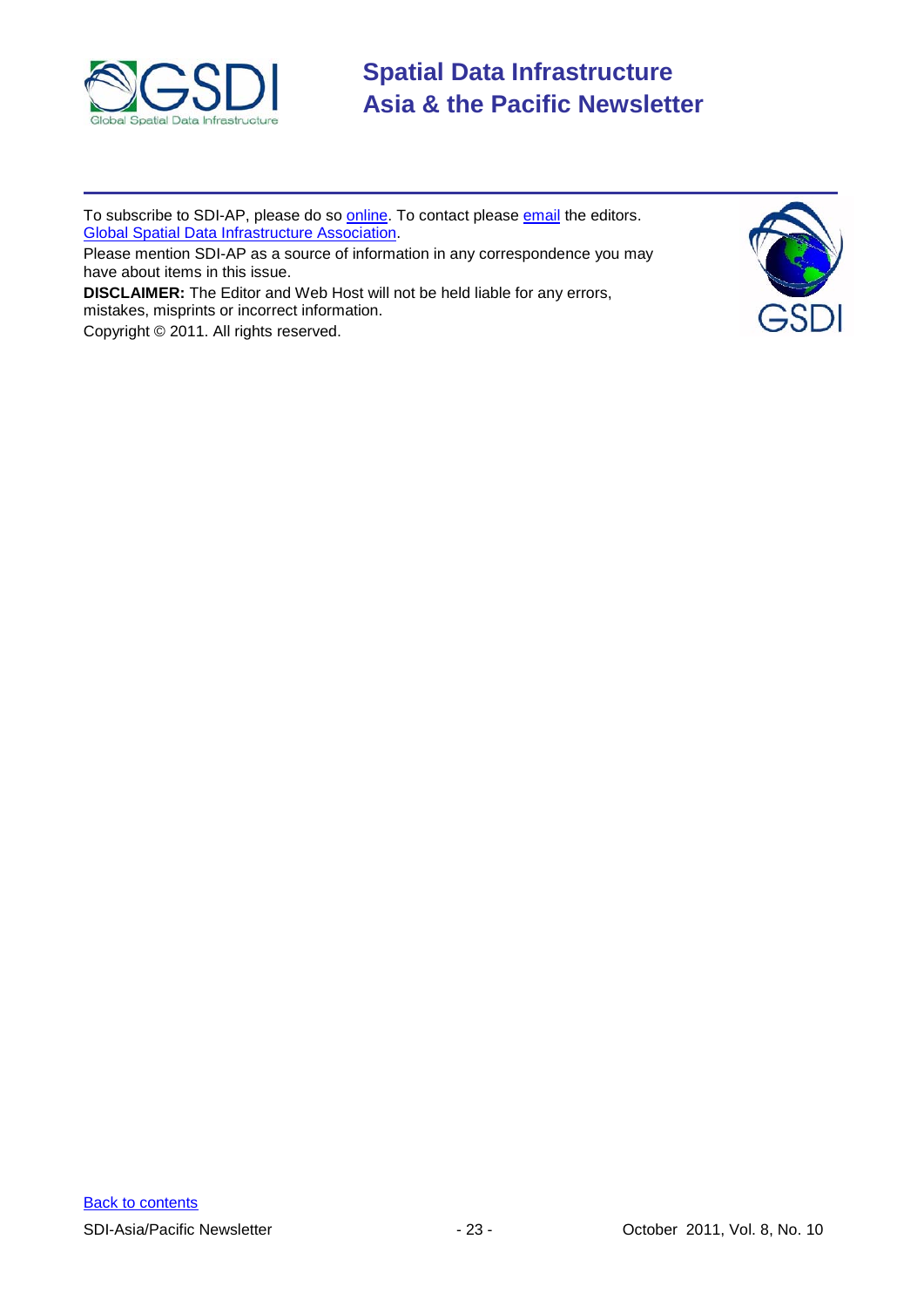To subscribe to SDI-AP, please do so online. To contact please email the editors.
Global Spatial Data Infrastructure Association.

Please mention SDI-AP as a source of information in any correspondence you may have about items in this issue.

**DISCLAIMER:** The Editor and Web Host will not be held liable for any errors, mistakes, misprints or incorrect information.

Copyright © 2011. All rights reserved.

Back to contents